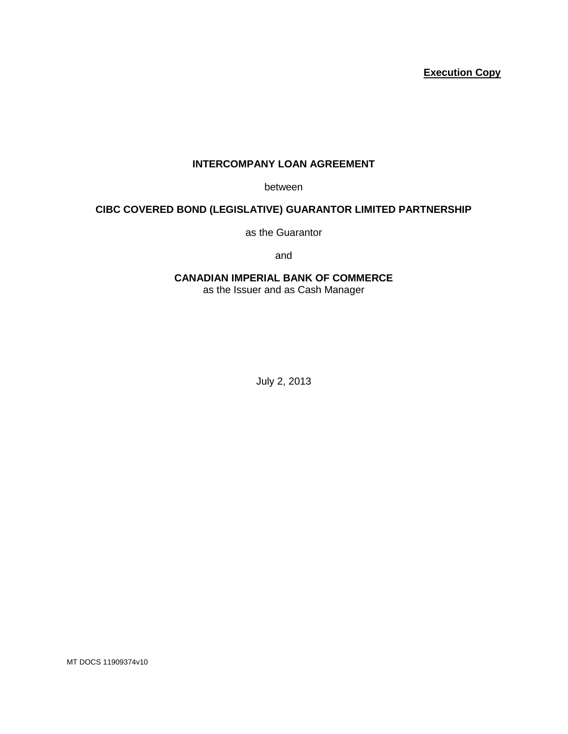**Execution Copy**

# INTERCOMPANY LOAN AGREEMENT

between

**CIBC COVERED BOND (LEGISLATIVE) GUARANTOR LIMITED PARTNERSHIP**

as the Guarantor

and

**CANADIAN IMPERIAL BANK OF COMMERCE**

as the Issuer and as Cash Manager

July 2, 2013

MT DOCS 11909374v10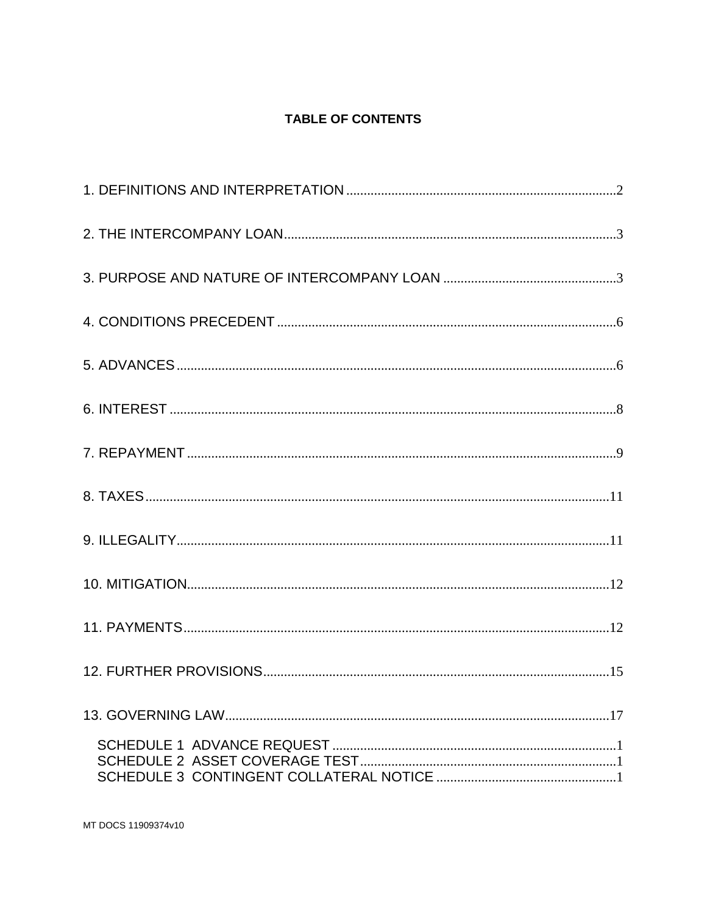**TABLE OF CONTENTS**

1. DEFINITIONS AND INTERPRETATION ............................................................................. 2

2. THE INTERCOMPANY LOAN ................................................................................................ 3

3. PURPOSE AND NATURE OF INTERCOMPANY LOAN ................................................. 3

4. CONDITIONS PRECEDENT ................................................................................................. 6

5. ADVANCES ............................................................................................................................. 6

6. INTEREST ............................................................................................................................... 8

7. REPAYMENT .......................................................................................................................... 9

8. TAXES ..................................................................................................................................... 11

9. ILLEGALITY ........................................................................................................................... 11

10. MITIGATION ......................................................................................................................... 12

11. PAYMENTS ........................................................................................................................... 12

12. FURTHER PROVISIONS .................................................................................................... 15

13. GOVERNING LAW ............................................................................................................... 17

SCHEDULE 1 ADVANCE REQUEST ........................................................................................ 1
SCHEDULE 2 ASSET COVERAGE TEST ................................................................................ 1
SCHEDULE 3 CONTINGENT COLLATERAL NOTICE ........................................................... 1

MT DOCS 11909374v10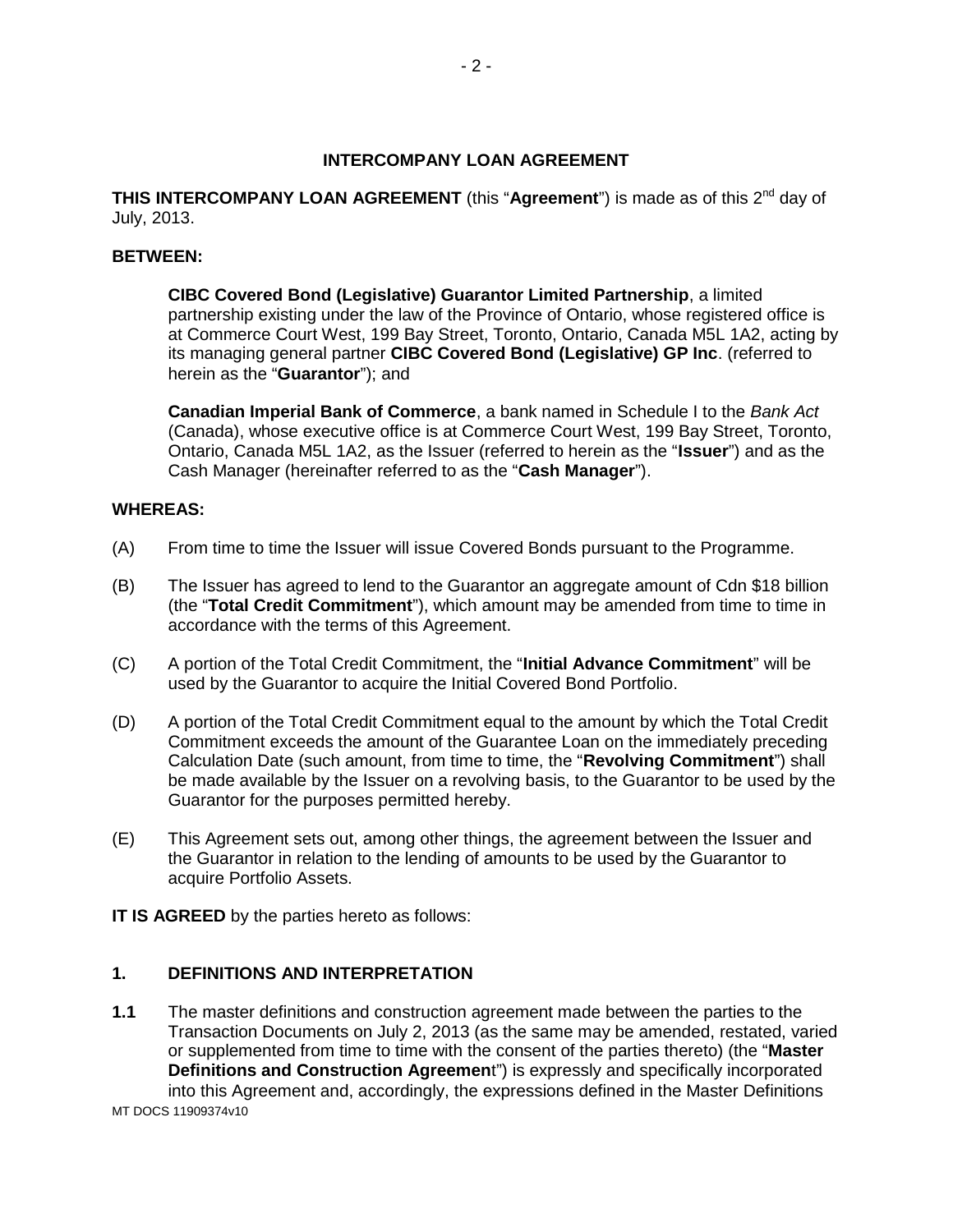# INTERCOMPANY LOAN AGREEMENT

**THIS INTERCOMPANY LOAN AGREEMENT** (this "**Agreement**") is made as of this 2nd day of July, 2013.

**BETWEEN:**

> **CIBC Covered Bond (Legislative) Guarantor Limited Partnership**, a limited partnership existing under the law of the Province of Ontario, whose registered office is at Commerce Court West, 199 Bay Street, Toronto, Ontario, Canada M5L 1A2, acting by its managing general partner **CIBC Covered Bond (Legislative) GP Inc**. (referred to herein as the "**Guarantor**"); and
>
> **Canadian Imperial Bank of Commerce**, a bank named in Schedule I to the *Bank Act* (Canada), whose executive office is at Commerce Court West, 199 Bay Street, Toronto, Ontario, Canada M5L 1A2, as the Issuer (referred to herein as the "**Issuer**") and as the Cash Manager (hereinafter referred to as the "**Cash Manager**").

**WHEREAS:**

(A) From time to time the Issuer will issue Covered Bonds pursuant to the Programme.

(B) The Issuer has agreed to lend to the Guarantor an aggregate amount of Cdn $18 billion (the "**Total Credit Commitment**"), which amount may be amended from time to time in accordance with the terms of this Agreement.

(C) A portion of the Total Credit Commitment, the "**Initial Advance Commitment**" will be used by the Guarantor to acquire the Initial Covered Bond Portfolio.

(D) A portion of the Total Credit Commitment equal to the amount by which the Total Credit Commitment exceeds the amount of the Guarantee Loan on the immediately preceding Calculation Date (such amount, from time to time, the "**Revolving Commitment**") shall be made available by the Issuer on a revolving basis, to the Guarantor to be used by the Guarantor for the purposes permitted hereby.

(E) This Agreement sets out, among other things, the agreement between the Issuer and the Guarantor in relation to the lending of amounts to be used by the Guarantor to acquire Portfolio Assets.

**IT IS AGREED** by the parties hereto as follows:

## 1. DEFINITIONS AND INTERPRETATION

**1.1** The master definitions and construction agreement made between the parties to the Transaction Documents on July 2, 2013 (as the same may be amended, restated, varied or supplemented from time to time with the consent of the parties thereto) (the "**Master Definitions and Construction Agreement**") is expressly and specifically incorporated into this Agreement and, accordingly, the expressions defined in the Master Definitions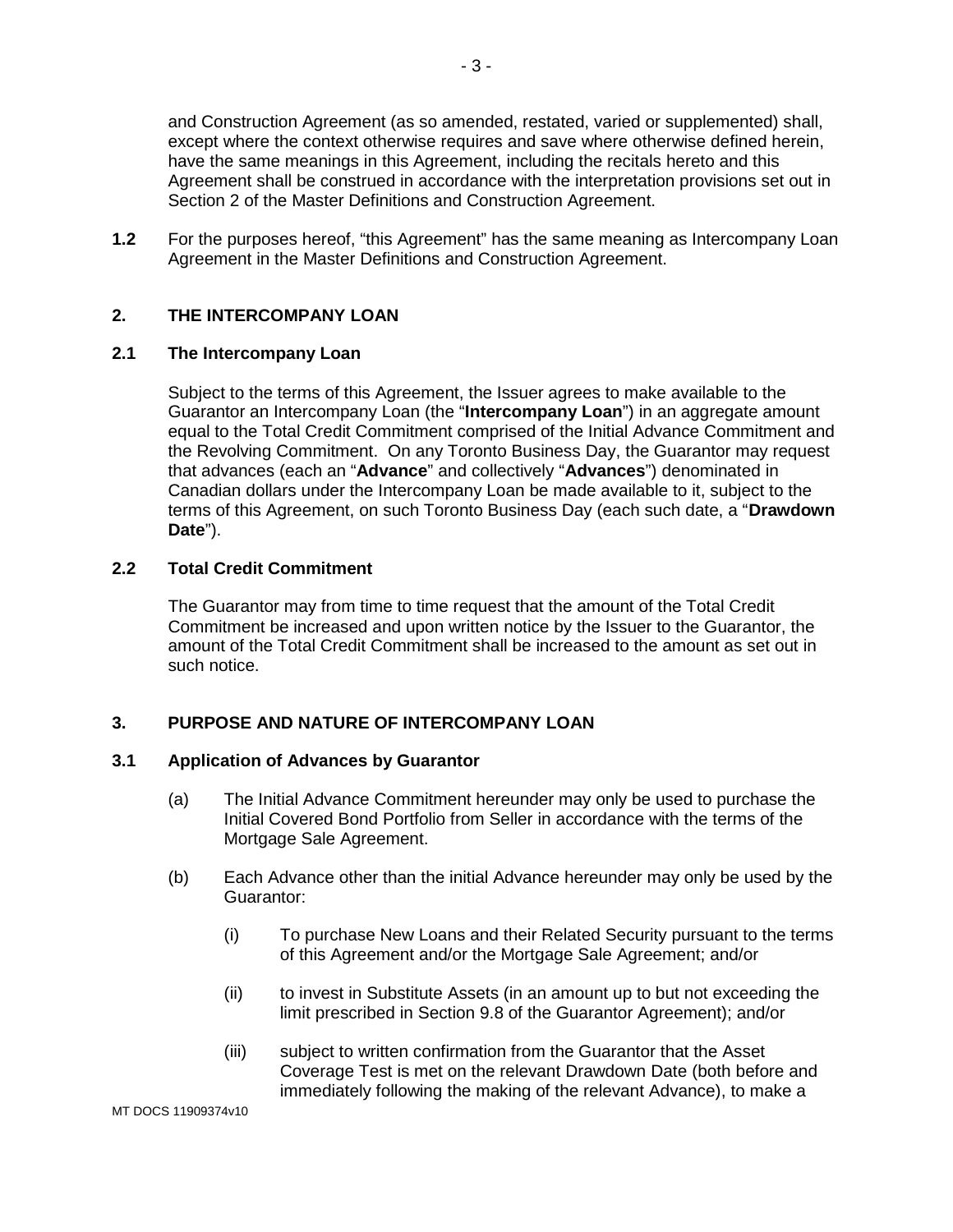and Construction Agreement (as so amended, restated, varied or supplemented) shall, except where the context otherwise requires and save where otherwise defined herein, have the same meanings in this Agreement, including the recitals hereto and this Agreement shall be construed in accordance with the interpretation provisions set out in Section 2 of the Master Definitions and Construction Agreement.

**1.2** For the purposes hereof, "this Agreement" has the same meaning as Intercompany Loan Agreement in the Master Definitions and Construction Agreement.

## 2. THE INTERCOMPANY LOAN

### 2.1 The Intercompany Loan

Subject to the terms of this Agreement, the Issuer agrees to make available to the Guarantor an Intercompany Loan (the "**Intercompany Loan**") in an aggregate amount equal to the Total Credit Commitment comprised of the Initial Advance Commitment and the Revolving Commitment. On any Toronto Business Day, the Guarantor may request that advances (each an "**Advance**" and collectively "**Advances**") denominated in Canadian dollars under the Intercompany Loan be made available to it, subject to the terms of this Agreement, on such Toronto Business Day (each such date, a "**Drawdown Date**").

### 2.2 Total Credit Commitment

The Guarantor may from time to time request that the amount of the Total Credit Commitment be increased and upon written notice by the Issuer to the Guarantor, the amount of the Total Credit Commitment shall be increased to the amount as set out in such notice.

## 3. PURPOSE AND NATURE OF INTERCOMPANY LOAN

### 3.1 Application of Advances by Guarantor

(a) The Initial Advance Commitment hereunder may only be used to purchase the Initial Covered Bond Portfolio from Seller in accordance with the terms of the Mortgage Sale Agreement.

(b) Each Advance other than the initial Advance hereunder may only be used by the Guarantor:

- (i) To purchase New Loans and their Related Security pursuant to the terms of this Agreement and/or the Mortgage Sale Agreement; and/or
- (ii) to invest in Substitute Assets (in an amount up to but not exceeding the limit prescribed in Section 9.8 of the Guarantor Agreement); and/or
- (iii) subject to written confirmation from the Guarantor that the Asset Coverage Test is met on the relevant Drawdown Date (both before and immediately following the making of the relevant Advance), to make a

MT DOCS 11909374v10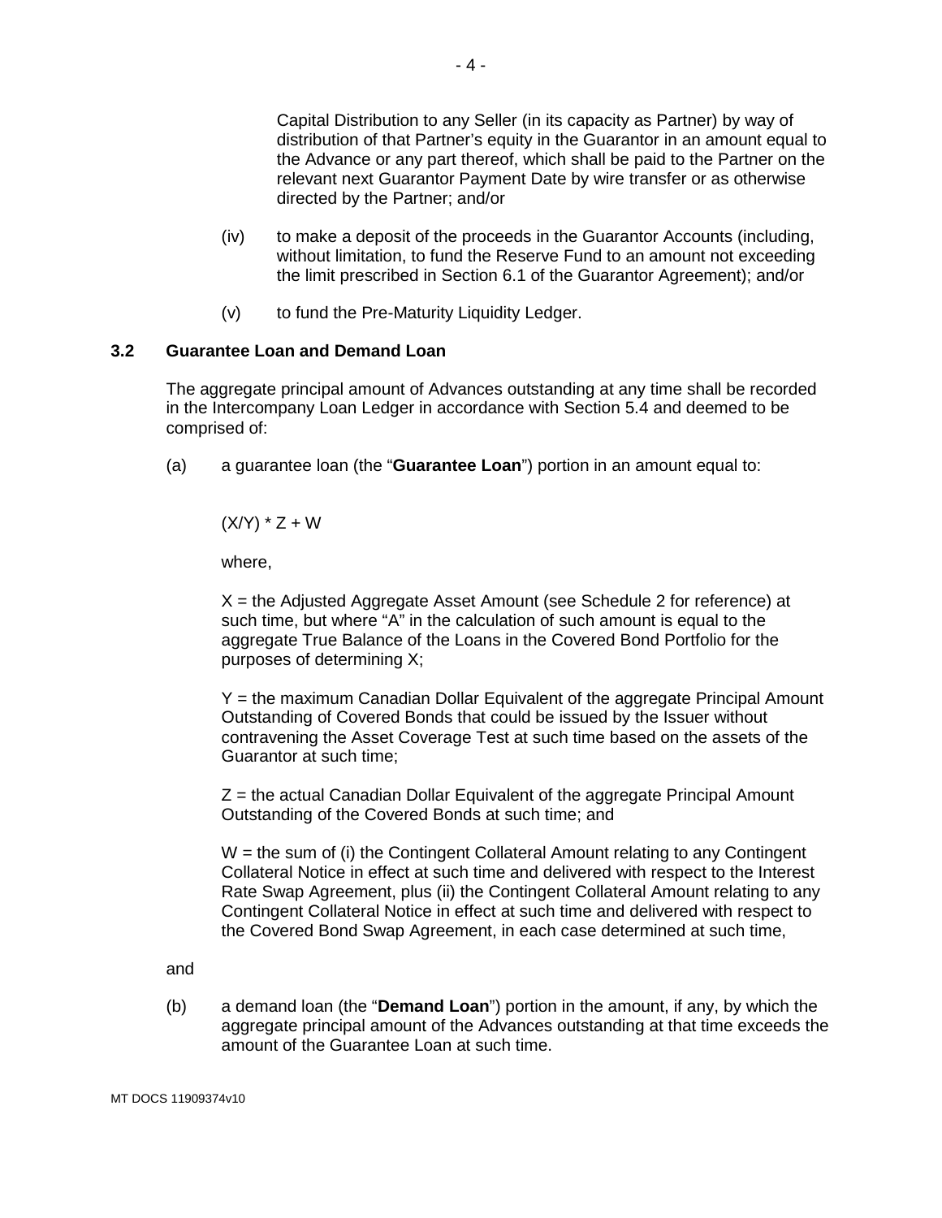Capital Distribution to any Seller (in its capacity as Partner) by way of distribution of that Partner's equity in the Guarantor in an amount equal to the Advance or any part thereof, which shall be paid to the Partner on the relevant next Guarantor Payment Date by wire transfer or as otherwise directed by the Partner; and/or

(iv) to make a deposit of the proceeds in the Guarantor Accounts (including, without limitation, to fund the Reserve Fund to an amount not exceeding the limit prescribed in Section 6.1 of the Guarantor Agreement); and/or

(v) to fund the Pre-Maturity Liquidity Ledger.

### 3.2 Guarantee Loan and Demand Loan

The aggregate principal amount of Advances outstanding at any time shall be recorded in the Intercompany Loan Ledger in accordance with Section 5.4 and deemed to be comprised of:

(a) a guarantee loan (the "**Guarantee Loan**") portion in an amount equal to:

$$(X/Y) * Z + W$$

where,

X = the Adjusted Aggregate Asset Amount (see Schedule 2 for reference) at such time, but where "A" in the calculation of such amount is equal to the aggregate True Balance of the Loans in the Covered Bond Portfolio for the purposes of determining X;

Y = the maximum Canadian Dollar Equivalent of the aggregate Principal Amount Outstanding of Covered Bonds that could be issued by the Issuer without contravening the Asset Coverage Test at such time based on the assets of the Guarantor at such time;

Z = the actual Canadian Dollar Equivalent of the aggregate Principal Amount Outstanding of the Covered Bonds at such time; and

W = the sum of (i) the Contingent Collateral Amount relating to any Contingent Collateral Notice in effect at such time and delivered with respect to the Interest Rate Swap Agreement, plus (ii) the Contingent Collateral Amount relating to any Contingent Collateral Notice in effect at such time and delivered with respect to the Covered Bond Swap Agreement, in each case determined at such time,

and

(b) a demand loan (the "**Demand Loan**") portion in the amount, if any, by which the aggregate principal amount of the Advances outstanding at that time exceeds the amount of the Guarantee Loan at such time.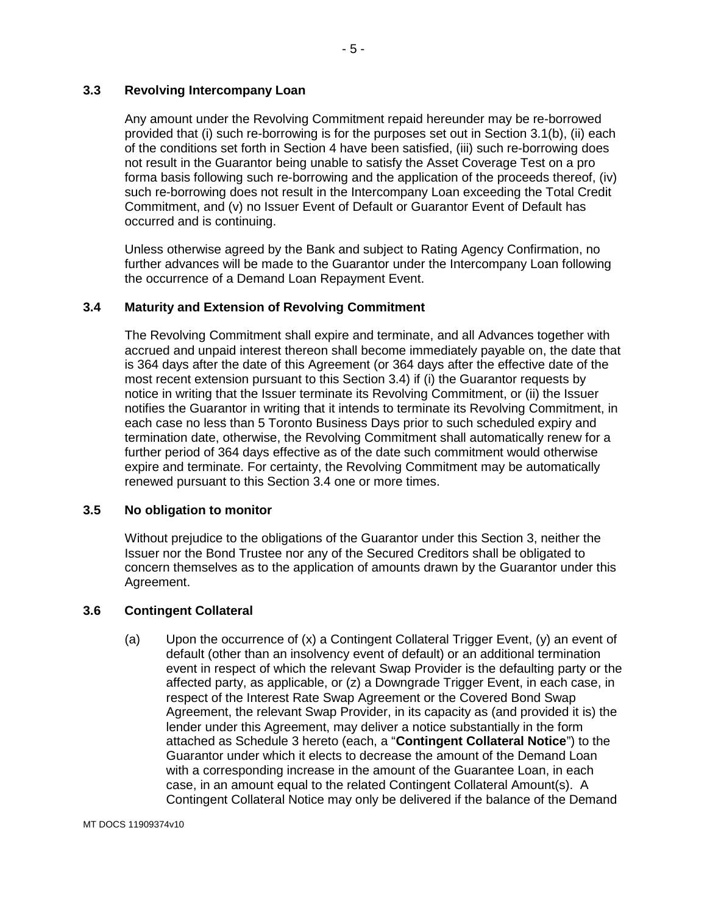### 3.3 Revolving Intercompany Loan

Any amount under the Revolving Commitment repaid hereunder may be re-borrowed provided that (i) such re-borrowing is for the purposes set out in Section 3.1(b), (ii) each of the conditions set forth in Section 4 have been satisfied, (iii) such re-borrowing does not result in the Guarantor being unable to satisfy the Asset Coverage Test on a pro forma basis following such re-borrowing and the application of the proceeds thereof, (iv) such re-borrowing does not result in the Intercompany Loan exceeding the Total Credit Commitment, and (v) no Issuer Event of Default or Guarantor Event of Default has occurred and is continuing.

Unless otherwise agreed by the Bank and subject to Rating Agency Confirmation, no further advances will be made to the Guarantor under the Intercompany Loan following the occurrence of a Demand Loan Repayment Event.

### 3.4 Maturity and Extension of Revolving Commitment

The Revolving Commitment shall expire and terminate, and all Advances together with accrued and unpaid interest thereon shall become immediately payable on, the date that is 364 days after the date of this Agreement (or 364 days after the effective date of the most recent extension pursuant to this Section 3.4) if (i) the Guarantor requests by notice in writing that the Issuer terminate its Revolving Commitment, or (ii) the Issuer notifies the Guarantor in writing that it intends to terminate its Revolving Commitment, in each case no less than 5 Toronto Business Days prior to such scheduled expiry and termination date, otherwise, the Revolving Commitment shall automatically renew for a further period of 364 days effective as of the date such commitment would otherwise expire and terminate. For certainty, the Revolving Commitment may be automatically renewed pursuant to this Section 3.4 one or more times.

### 3.5 No obligation to monitor

Without prejudice to the obligations of the Guarantor under this Section 3, neither the Issuer nor the Bond Trustee nor any of the Secured Creditors shall be obligated to concern themselves as to the application of amounts drawn by the Guarantor under this Agreement.

### 3.6 Contingent Collateral

(a) Upon the occurrence of (x) a Contingent Collateral Trigger Event, (y) an event of default (other than an insolvency event of default) or an additional termination event in respect of which the relevant Swap Provider is the defaulting party or the affected party, as applicable, or (z) a Downgrade Trigger Event, in each case, in respect of the Interest Rate Swap Agreement or the Covered Bond Swap Agreement, the relevant Swap Provider, in its capacity as (and provided it is) the lender under this Agreement, may deliver a notice substantially in the form attached as Schedule 3 hereto (each, a "**Contingent Collateral Notice**") to the Guarantor under which it elects to decrease the amount of the Demand Loan with a corresponding increase in the amount of the Guarantee Loan, in each case, in an amount equal to the related Contingent Collateral Amount(s). A Contingent Collateral Notice may only be delivered if the balance of the Demand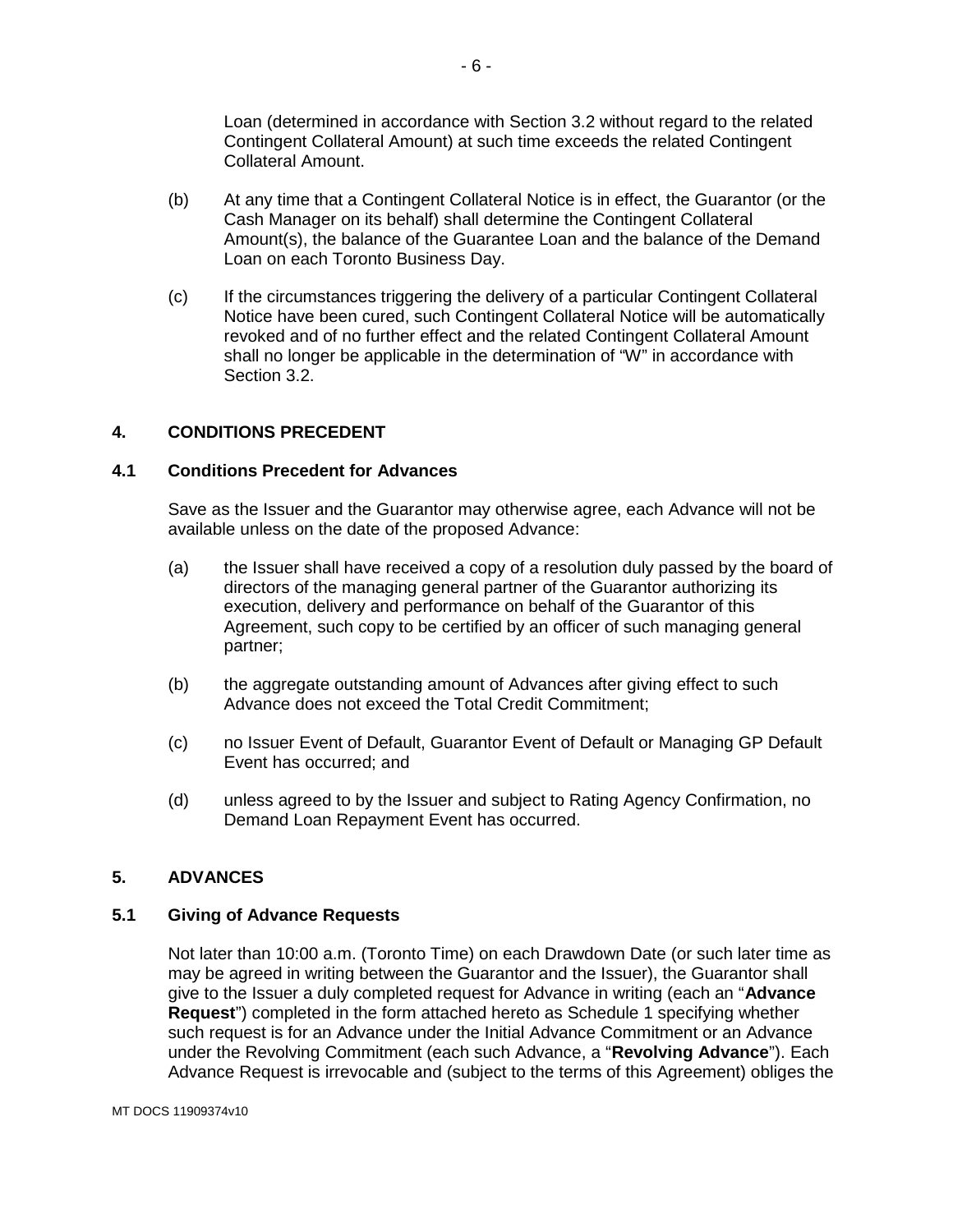Loan (determined in accordance with Section 3.2 without regard to the related Contingent Collateral Amount) at such time exceeds the related Contingent Collateral Amount.

(b) At any time that a Contingent Collateral Notice is in effect, the Guarantor (or the Cash Manager on its behalf) shall determine the Contingent Collateral Amount(s), the balance of the Guarantee Loan and the balance of the Demand Loan on each Toronto Business Day.

(c) If the circumstances triggering the delivery of a particular Contingent Collateral Notice have been cured, such Contingent Collateral Notice will be automatically revoked and of no further effect and the related Contingent Collateral Amount shall no longer be applicable in the determination of "W" in accordance with Section 3.2.

## 4. CONDITIONS PRECEDENT

### 4.1 Conditions Precedent for Advances

Save as the Issuer and the Guarantor may otherwise agree, each Advance will not be available unless on the date of the proposed Advance:

(a) the Issuer shall have received a copy of a resolution duly passed by the board of directors of the managing general partner of the Guarantor authorizing its execution, delivery and performance on behalf of the Guarantor of this Agreement, such copy to be certified by an officer of such managing general partner;

(b) the aggregate outstanding amount of Advances after giving effect to such Advance does not exceed the Total Credit Commitment;

(c) no Issuer Event of Default, Guarantor Event of Default or Managing GP Default Event has occurred; and

(d) unless agreed to by the Issuer and subject to Rating Agency Confirmation, no Demand Loan Repayment Event has occurred.

## 5. ADVANCES

### 5.1 Giving of Advance Requests

Not later than 10:00 a.m. (Toronto Time) on each Drawdown Date (or such later time as may be agreed in writing between the Guarantor and the Issuer), the Guarantor shall give to the Issuer a duly completed request for Advance in writing (each an "**Advance Request**") completed in the form attached hereto as Schedule 1 specifying whether such request is for an Advance under the Initial Advance Commitment or an Advance under the Revolving Commitment (each such Advance, a "**Revolving Advance**"). Each Advance Request is irrevocable and (subject to the terms of this Agreement) obliges the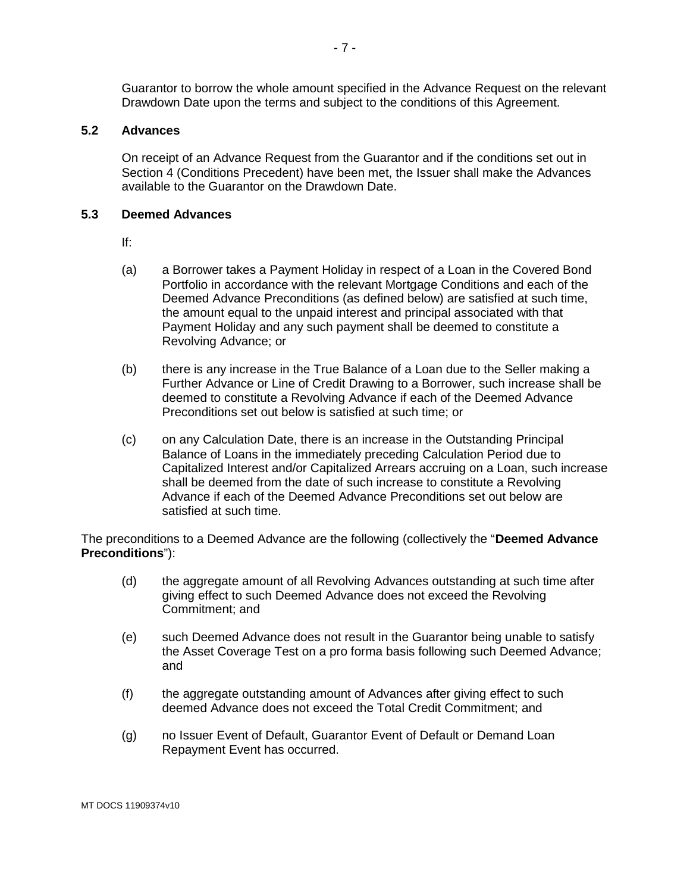Guarantor to borrow the whole amount specified in the Advance Request on the relevant Drawdown Date upon the terms and subject to the conditions of this Agreement.

### 5.2 Advances

On receipt of an Advance Request from the Guarantor and if the conditions set out in Section 4 (Conditions Precedent) have been met, the Issuer shall make the Advances available to the Guarantor on the Drawdown Date.

### 5.3 Deemed Advances

If:

(a) a Borrower takes a Payment Holiday in respect of a Loan in the Covered Bond Portfolio in accordance with the relevant Mortgage Conditions and each of the Deemed Advance Preconditions (as defined below) are satisfied at such time, the amount equal to the unpaid interest and principal associated with that Payment Holiday and any such payment shall be deemed to constitute a Revolving Advance; or

(b) there is any increase in the True Balance of a Loan due to the Seller making a Further Advance or Line of Credit Drawing to a Borrower, such increase shall be deemed to constitute a Revolving Advance if each of the Deemed Advance Preconditions set out below is satisfied at such time; or

(c) on any Calculation Date, there is an increase in the Outstanding Principal Balance of Loans in the immediately preceding Calculation Period due to Capitalized Interest and/or Capitalized Arrears accruing on a Loan, such increase shall be deemed from the date of such increase to constitute a Revolving Advance if each of the Deemed Advance Preconditions set out below are satisfied at such time.

The preconditions to a Deemed Advance are the following (collectively the "**Deemed Advance Preconditions**"):

(d) the aggregate amount of all Revolving Advances outstanding at such time after giving effect to such Deemed Advance does not exceed the Revolving Commitment; and

(e) such Deemed Advance does not result in the Guarantor being unable to satisfy the Asset Coverage Test on a pro forma basis following such Deemed Advance; and

(f) the aggregate outstanding amount of Advances after giving effect to such deemed Advance does not exceed the Total Credit Commitment; and

(g) no Issuer Event of Default, Guarantor Event of Default or Demand Loan Repayment Event has occurred.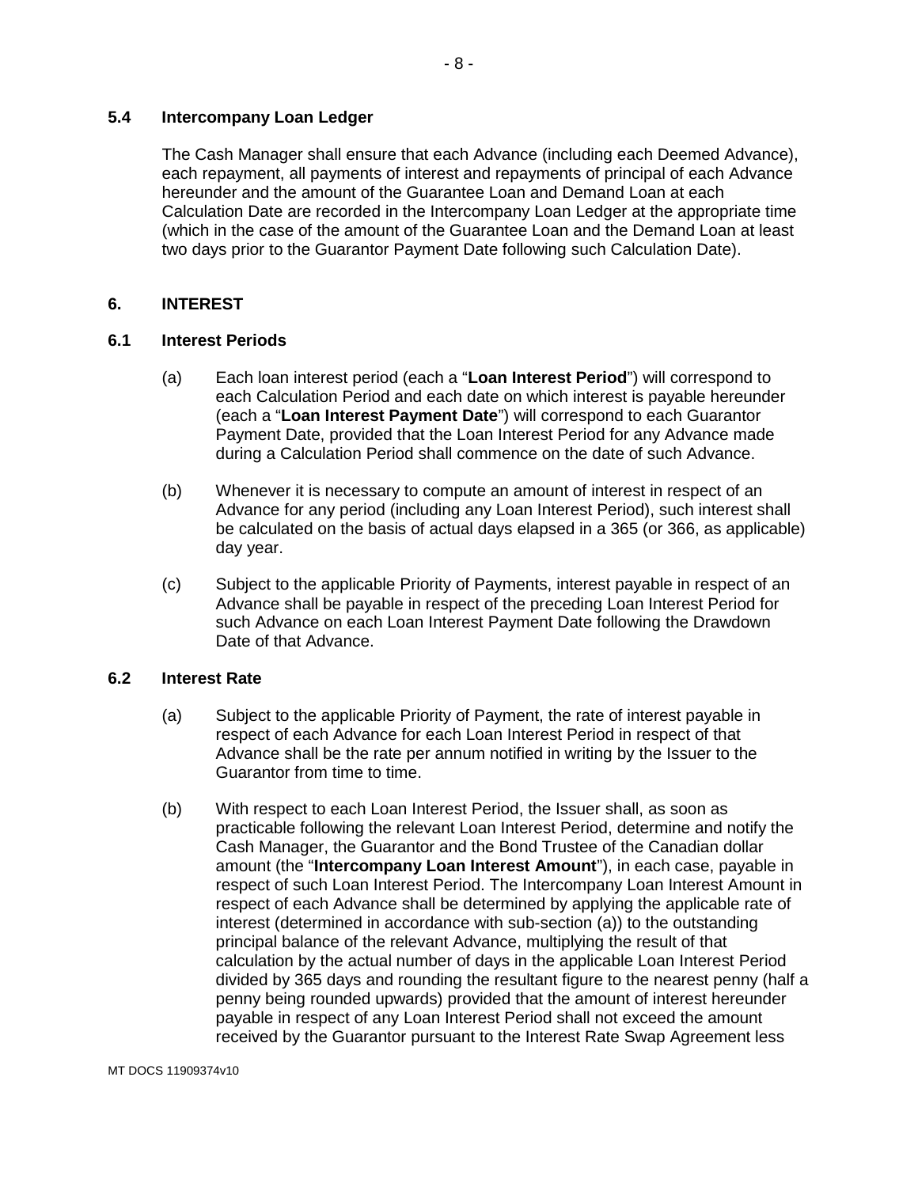### 5.4 Intercompany Loan Ledger

The Cash Manager shall ensure that each Advance (including each Deemed Advance), each repayment, all payments of interest and repayments of principal of each Advance hereunder and the amount of the Guarantee Loan and Demand Loan at each Calculation Date are recorded in the Intercompany Loan Ledger at the appropriate time (which in the case of the amount of the Guarantee Loan and the Demand Loan at least two days prior to the Guarantor Payment Date following such Calculation Date).

## 6. INTEREST

### 6.1 Interest Periods

(a) Each loan interest period (each a "**Loan Interest Period**") will correspond to each Calculation Period and each date on which interest is payable hereunder (each a "**Loan Interest Payment Date**") will correspond to each Guarantor Payment Date, provided that the Loan Interest Period for any Advance made during a Calculation Period shall commence on the date of such Advance.

(b) Whenever it is necessary to compute an amount of interest in respect of an Advance for any period (including any Loan Interest Period), such interest shall be calculated on the basis of actual days elapsed in a 365 (or 366, as applicable) day year.

(c) Subject to the applicable Priority of Payments, interest payable in respect of an Advance shall be payable in respect of the preceding Loan Interest Period for such Advance on each Loan Interest Payment Date following the Drawdown Date of that Advance.

### 6.2 Interest Rate

(a) Subject to the applicable Priority of Payment, the rate of interest payable in respect of each Advance for each Loan Interest Period in respect of that Advance shall be the rate per annum notified in writing by the Issuer to the Guarantor from time to time.

(b) With respect to each Loan Interest Period, the Issuer shall, as soon as practicable following the relevant Loan Interest Period, determine and notify the Cash Manager, the Guarantor and the Bond Trustee of the Canadian dollar amount (the "**Intercompany Loan Interest Amount**"), in each case, payable in respect of such Loan Interest Period. The Intercompany Loan Interest Amount in respect of each Advance shall be determined by applying the applicable rate of interest (determined in accordance with sub-section (a)) to the outstanding principal balance of the relevant Advance, multiplying the result of that calculation by the actual number of days in the applicable Loan Interest Period divided by 365 days and rounding the resultant figure to the nearest penny (half a penny being rounded upwards) provided that the amount of interest hereunder payable in respect of any Loan Interest Period shall not exceed the amount received by the Guarantor pursuant to the Interest Rate Swap Agreement less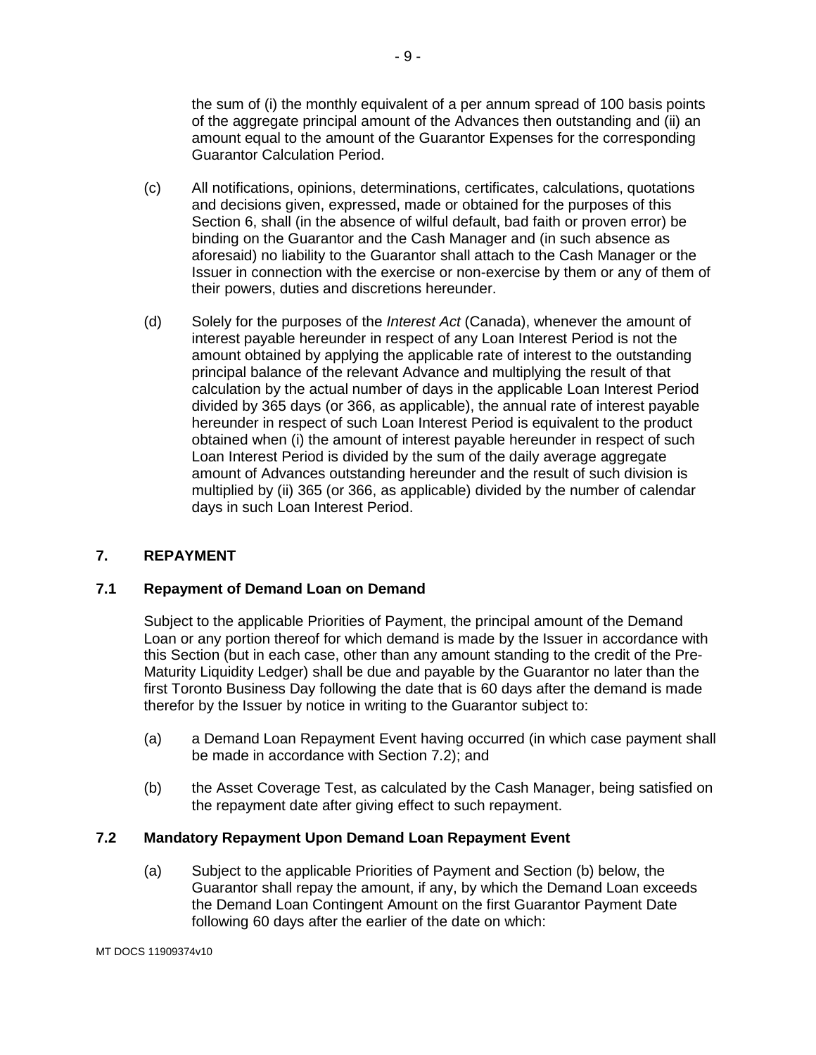the sum of (i) the monthly equivalent of a per annum spread of 100 basis points of the aggregate principal amount of the Advances then outstanding and (ii) an amount equal to the amount of the Guarantor Expenses for the corresponding Guarantor Calculation Period.

(c) All notifications, opinions, determinations, certificates, calculations, quotations and decisions given, expressed, made or obtained for the purposes of this Section 6, shall (in the absence of wilful default, bad faith or proven error) be binding on the Guarantor and the Cash Manager and (in such absence as aforesaid) no liability to the Guarantor shall attach to the Cash Manager or the Issuer in connection with the exercise or non-exercise by them or any of them of their powers, duties and discretions hereunder.

(d) Solely for the purposes of the *Interest Act* (Canada), whenever the amount of interest payable hereunder in respect of any Loan Interest Period is not the amount obtained by applying the applicable rate of interest to the outstanding principal balance of the relevant Advance and multiplying the result of that calculation by the actual number of days in the applicable Loan Interest Period divided by 365 days (or 366, as applicable), the annual rate of interest payable hereunder in respect of such Loan Interest Period is equivalent to the product obtained when (i) the amount of interest payable hereunder in respect of such Loan Interest Period is divided by the sum of the daily average aggregate amount of Advances outstanding hereunder and the result of such division is multiplied by (ii) 365 (or 366, as applicable) divided by the number of calendar days in such Loan Interest Period.

## 7. REPAYMENT

### 7.1 Repayment of Demand Loan on Demand

Subject to the applicable Priorities of Payment, the principal amount of the Demand Loan or any portion thereof for which demand is made by the Issuer in accordance with this Section (but in each case, other than any amount standing to the credit of the Pre-Maturity Liquidity Ledger) shall be due and payable by the Guarantor no later than the first Toronto Business Day following the date that is 60 days after the demand is made therefor by the Issuer by notice in writing to the Guarantor subject to:

(a) a Demand Loan Repayment Event having occurred (in which case payment shall be made in accordance with Section 7.2); and

(b) the Asset Coverage Test, as calculated by the Cash Manager, being satisfied on the repayment date after giving effect to such repayment.

### 7.2 Mandatory Repayment Upon Demand Loan Repayment Event

(a) Subject to the applicable Priorities of Payment and Section (b) below, the Guarantor shall repay the amount, if any, by which the Demand Loan exceeds the Demand Loan Contingent Amount on the first Guarantor Payment Date following 60 days after the earlier of the date on which: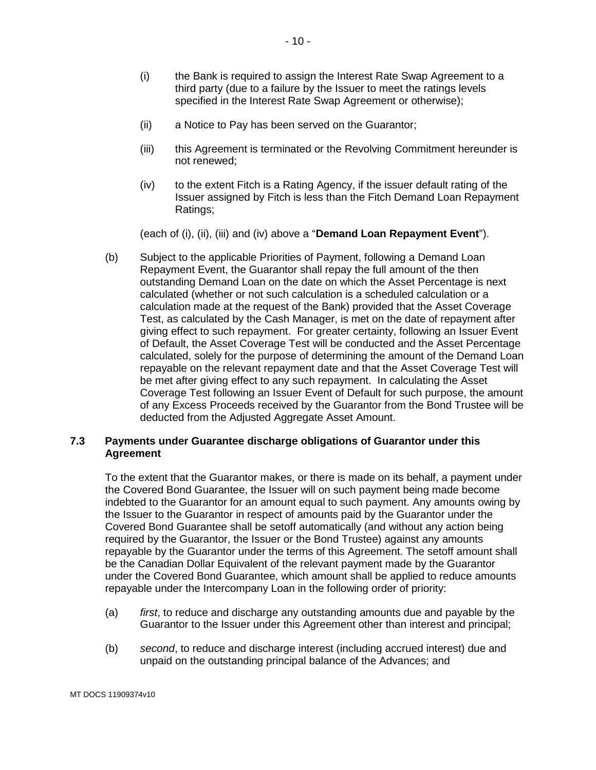(i) the Bank is required to assign the Interest Rate Swap Agreement to a third party (due to a failure by the Issuer to meet the ratings levels specified in the Interest Rate Swap Agreement or otherwise);

(ii) a Notice to Pay has been served on the Guarantor;

(iii) this Agreement is terminated or the Revolving Commitment hereunder is not renewed;

(iv) to the extent Fitch is a Rating Agency, if the issuer default rating of the Issuer assigned by Fitch is less than the Fitch Demand Loan Repayment Ratings;

(each of (i), (ii), (iii) and (iv) above a "**Demand Loan Repayment Event**").

(b) Subject to the applicable Priorities of Payment, following a Demand Loan Repayment Event, the Guarantor shall repay the full amount of the then outstanding Demand Loan on the date on which the Asset Percentage is next calculated (whether or not such calculation is a scheduled calculation or a calculation made at the request of the Bank) provided that the Asset Coverage Test, as calculated by the Cash Manager, is met on the date of repayment after giving effect to such repayment. For greater certainty, following an Issuer Event of Default, the Asset Coverage Test will be conducted and the Asset Percentage calculated, solely for the purpose of determining the amount of the Demand Loan repayable on the relevant repayment date and that the Asset Coverage Test will be met after giving effect to any such repayment. In calculating the Asset Coverage Test following an Issuer Event of Default for such purpose, the amount of any Excess Proceeds received by the Guarantor from the Bond Trustee will be deducted from the Adjusted Aggregate Asset Amount.

### 7.3 Payments under Guarantee discharge obligations of Guarantor under this Agreement

To the extent that the Guarantor makes, or there is made on its behalf, a payment under the Covered Bond Guarantee, the Issuer will on such payment being made become indebted to the Guarantor for an amount equal to such payment. Any amounts owing by the Issuer to the Guarantor in respect of amounts paid by the Guarantor under the Covered Bond Guarantee shall be setoff automatically (and without any action being required by the Guarantor, the Issuer or the Bond Trustee) against any amounts repayable by the Guarantor under the terms of this Agreement. The setoff amount shall be the Canadian Dollar Equivalent of the relevant payment made by the Guarantor under the Covered Bond Guarantee, which amount shall be applied to reduce amounts repayable under the Intercompany Loan in the following order of priority:

(a) *first*, to reduce and discharge any outstanding amounts due and payable by the Guarantor to the Issuer under this Agreement other than interest and principal;

(b) *second*, to reduce and discharge interest (including accrued interest) due and unpaid on the outstanding principal balance of the Advances; and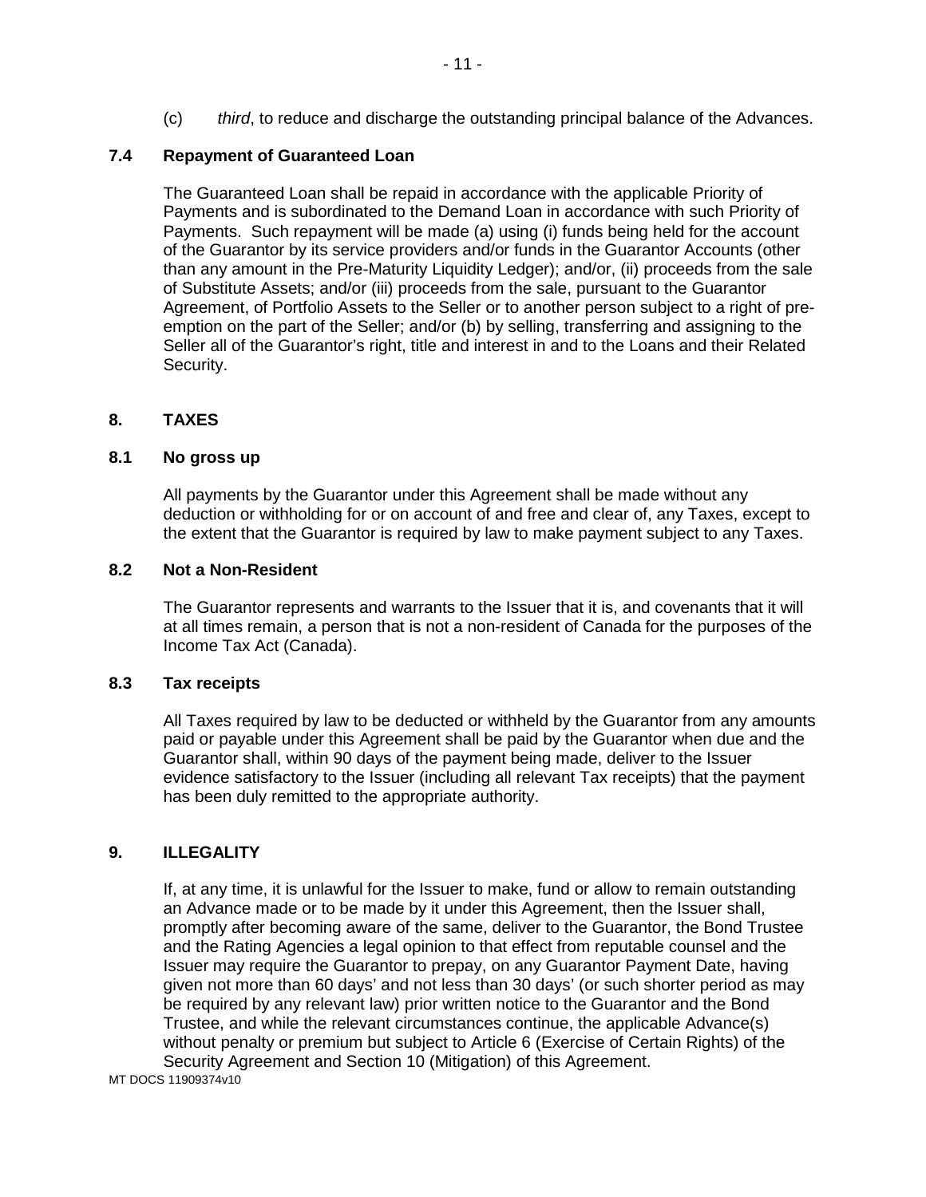(c) *third*, to reduce and discharge the outstanding principal balance of the Advances.

### 7.4 Repayment of Guaranteed Loan

The Guaranteed Loan shall be repaid in accordance with the applicable Priority of Payments and is subordinated to the Demand Loan in accordance with such Priority of Payments. Such repayment will be made (a) using (i) funds being held for the account of the Guarantor by its service providers and/or funds in the Guarantor Accounts (other than any amount in the Pre-Maturity Liquidity Ledger); and/or, (ii) proceeds from the sale of Substitute Assets; and/or (iii) proceeds from the sale, pursuant to the Guarantor Agreement, of Portfolio Assets to the Seller or to another person subject to a right of pre-emption on the part of the Seller; and/or (b) by selling, transferring and assigning to the Seller all of the Guarantor's right, title and interest in and to the Loans and their Related Security.

## 8. TAXES

### 8.1 No gross up

All payments by the Guarantor under this Agreement shall be made without any deduction or withholding for or on account of and free and clear of, any Taxes, except to the extent that the Guarantor is required by law to make payment subject to any Taxes.

### 8.2 Not a Non-Resident

The Guarantor represents and warrants to the Issuer that it is, and covenants that it will at all times remain, a person that is not a non-resident of Canada for the purposes of the Income Tax Act (Canada).

### 8.3 Tax receipts

All Taxes required by law to be deducted or withheld by the Guarantor from any amounts paid or payable under this Agreement shall be paid by the Guarantor when due and the Guarantor shall, within 90 days of the payment being made, deliver to the Issuer evidence satisfactory to the Issuer (including all relevant Tax receipts) that the payment has been duly remitted to the appropriate authority.

## 9. ILLEGALITY

If, at any time, it is unlawful for the Issuer to make, fund or allow to remain outstanding an Advance made or to be made by it under this Agreement, then the Issuer shall, promptly after becoming aware of the same, deliver to the Guarantor, the Bond Trustee and the Rating Agencies a legal opinion to that effect from reputable counsel and the Issuer may require the Guarantor to prepay, on any Guarantor Payment Date, having given not more than 60 days' and not less than 30 days' (or such shorter period as may be required by any relevant law) prior written notice to the Guarantor and the Bond Trustee, and while the relevant circumstances continue, the applicable Advance(s) without penalty or premium but subject to Article 6 (Exercise of Certain Rights) of the Security Agreement and Section 10 (Mitigation) of this Agreement.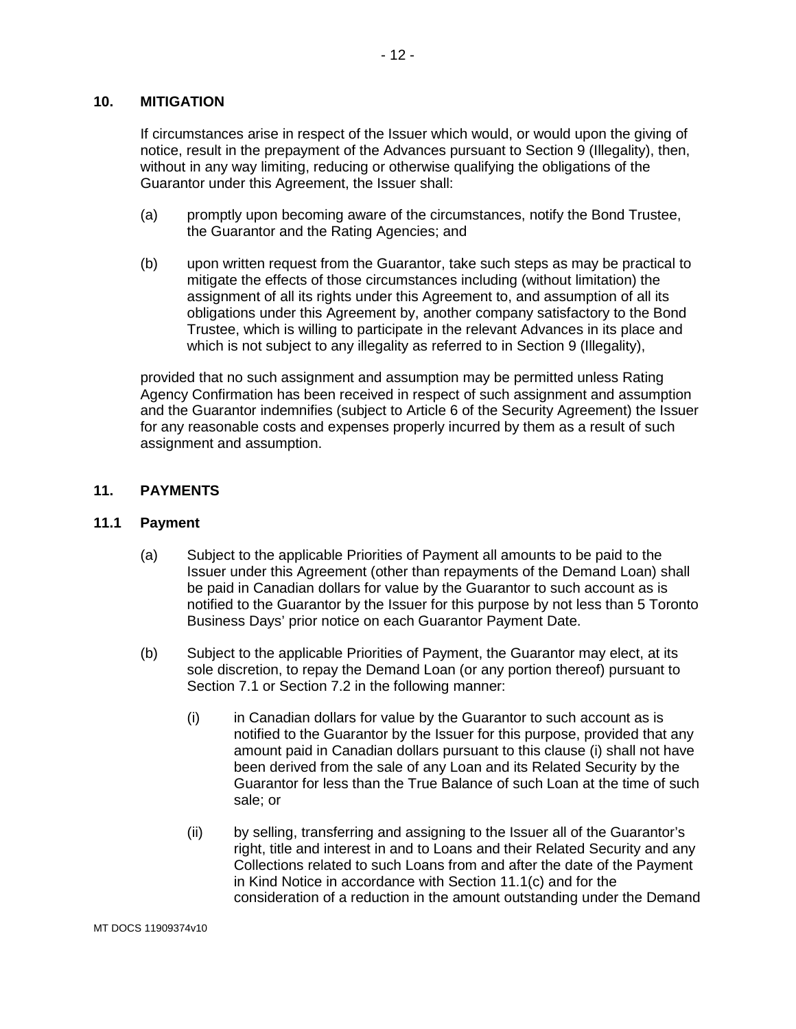## 10. MITIGATION

If circumstances arise in respect of the Issuer which would, or would upon the giving of notice, result in the prepayment of the Advances pursuant to Section 9 (Illegality), then, without in any way limiting, reducing or otherwise qualifying the obligations of the Guarantor under this Agreement, the Issuer shall:

(a) promptly upon becoming aware of the circumstances, notify the Bond Trustee, the Guarantor and the Rating Agencies; and

(b) upon written request from the Guarantor, take such steps as may be practical to mitigate the effects of those circumstances including (without limitation) the assignment of all its rights under this Agreement to, and assumption of all its obligations under this Agreement by, another company satisfactory to the Bond Trustee, which is willing to participate in the relevant Advances in its place and which is not subject to any illegality as referred to in Section 9 (Illegality),

provided that no such assignment and assumption may be permitted unless Rating Agency Confirmation has been received in respect of such assignment and assumption and the Guarantor indemnifies (subject to Article 6 of the Security Agreement) the Issuer for any reasonable costs and expenses properly incurred by them as a result of such assignment and assumption.

## 11. PAYMENTS

### 11.1 Payment

(a) Subject to the applicable Priorities of Payment all amounts to be paid to the Issuer under this Agreement (other than repayments of the Demand Loan) shall be paid in Canadian dollars for value by the Guarantor to such account as is notified to the Guarantor by the Issuer for this purpose by not less than 5 Toronto Business Days' prior notice on each Guarantor Payment Date.

(b) Subject to the applicable Priorities of Payment, the Guarantor may elect, at its sole discretion, to repay the Demand Loan (or any portion thereof) pursuant to Section 7.1 or Section 7.2 in the following manner:

(i) in Canadian dollars for value by the Guarantor to such account as is notified to the Guarantor by the Issuer for this purpose, provided that any amount paid in Canadian dollars pursuant to this clause (i) shall not have been derived from the sale of any Loan and its Related Security by the Guarantor for less than the True Balance of such Loan at the time of such sale; or

(ii) by selling, transferring and assigning to the Issuer all of the Guarantor's right, title and interest in and to Loans and their Related Security and any Collections related to such Loans from and after the date of the Payment in Kind Notice in accordance with Section 11.1(c) and for the consideration of a reduction in the amount outstanding under the Demand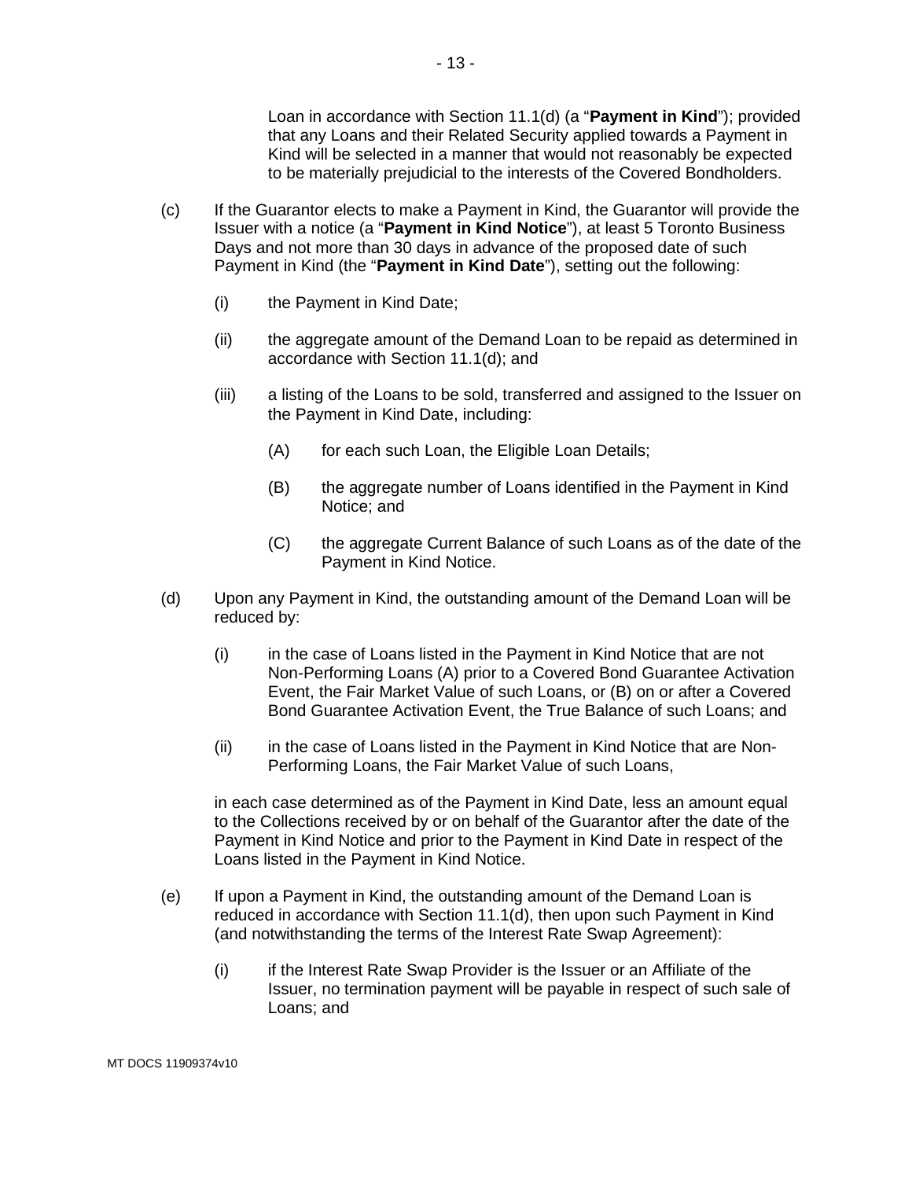Loan in accordance with Section 11.1(d) (a "**Payment in Kind**"); provided that any Loans and their Related Security applied towards a Payment in Kind will be selected in a manner that would not reasonably be expected to be materially prejudicial to the interests of the Covered Bondholders.

(c) If the Guarantor elects to make a Payment in Kind, the Guarantor will provide the Issuer with a notice (a "**Payment in Kind Notice**"), at least 5 Toronto Business Days and not more than 30 days in advance of the proposed date of such Payment in Kind (the "**Payment in Kind Date**"), setting out the following:

(i) the Payment in Kind Date;

(ii) the aggregate amount of the Demand Loan to be repaid as determined in accordance with Section 11.1(d); and

(iii) a listing of the Loans to be sold, transferred and assigned to the Issuer on the Payment in Kind Date, including:

(A) for each such Loan, the Eligible Loan Details;

(B) the aggregate number of Loans identified in the Payment in Kind Notice; and

(C) the aggregate Current Balance of such Loans as of the date of the Payment in Kind Notice.

(d) Upon any Payment in Kind, the outstanding amount of the Demand Loan will be reduced by:

(i) in the case of Loans listed in the Payment in Kind Notice that are not Non-Performing Loans (A) prior to a Covered Bond Guarantee Activation Event, the Fair Market Value of such Loans, or (B) on or after a Covered Bond Guarantee Activation Event, the True Balance of such Loans; and

(ii) in the case of Loans listed in the Payment in Kind Notice that are Non-Performing Loans, the Fair Market Value of such Loans,

in each case determined as of the Payment in Kind Date, less an amount equal to the Collections received by or on behalf of the Guarantor after the date of the Payment in Kind Notice and prior to the Payment in Kind Date in respect of the Loans listed in the Payment in Kind Notice.

(e) If upon a Payment in Kind, the outstanding amount of the Demand Loan is reduced in accordance with Section 11.1(d), then upon such Payment in Kind (and notwithstanding the terms of the Interest Rate Swap Agreement):

(i) if the Interest Rate Swap Provider is the Issuer or an Affiliate of the Issuer, no termination payment will be payable in respect of such sale of Loans; and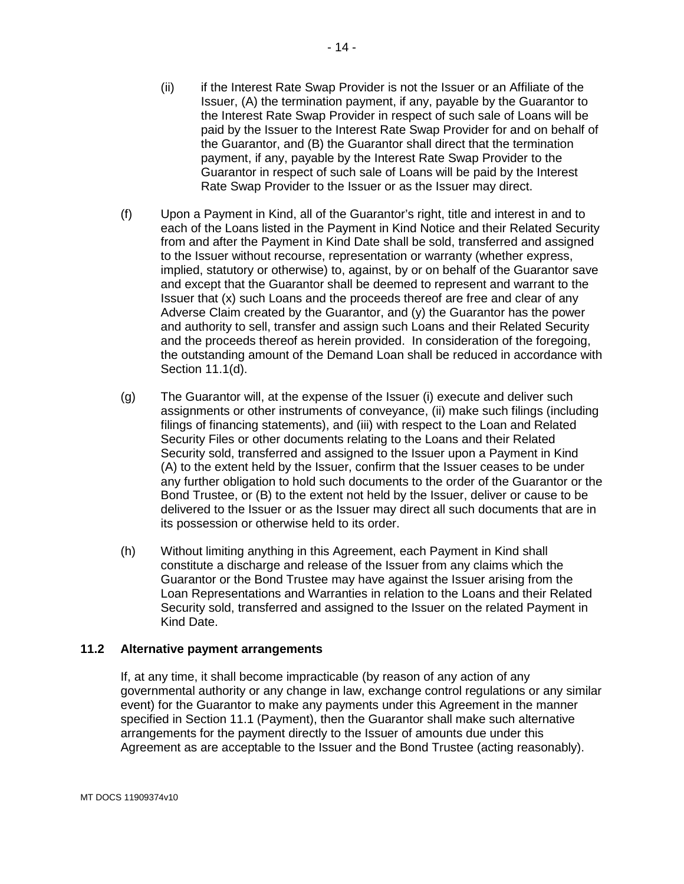(ii) if the Interest Rate Swap Provider is not the Issuer or an Affiliate of the Issuer, (A) the termination payment, if any, payable by the Guarantor to the Interest Rate Swap Provider in respect of such sale of Loans will be paid by the Issuer to the Interest Rate Swap Provider for and on behalf of the Guarantor, and (B) the Guarantor shall direct that the termination payment, if any, payable by the Interest Rate Swap Provider to the Guarantor in respect of such sale of Loans will be paid by the Interest Rate Swap Provider to the Issuer or as the Issuer may direct.

(f) Upon a Payment in Kind, all of the Guarantor's right, title and interest in and to each of the Loans listed in the Payment in Kind Notice and their Related Security from and after the Payment in Kind Date shall be sold, transferred and assigned to the Issuer without recourse, representation or warranty (whether express, implied, statutory or otherwise) to, against, by or on behalf of the Guarantor save and except that the Guarantor shall be deemed to represent and warrant to the Issuer that (x) such Loans and the proceeds thereof are free and clear of any Adverse Claim created by the Guarantor, and (y) the Guarantor has the power and authority to sell, transfer and assign such Loans and their Related Security and the proceeds thereof as herein provided. In consideration of the foregoing, the outstanding amount of the Demand Loan shall be reduced in accordance with Section 11.1(d).

(g) The Guarantor will, at the expense of the Issuer (i) execute and deliver such assignments or other instruments of conveyance, (ii) make such filings (including filings of financing statements), and (iii) with respect to the Loan and Related Security Files or other documents relating to the Loans and their Related Security sold, transferred and assigned to the Issuer upon a Payment in Kind (A) to the extent held by the Issuer, confirm that the Issuer ceases to be under any further obligation to hold such documents to the order of the Guarantor or the Bond Trustee, or (B) to the extent not held by the Issuer, deliver or cause to be delivered to the Issuer or as the Issuer may direct all such documents that are in its possession or otherwise held to its order.

(h) Without limiting anything in this Agreement, each Payment in Kind shall constitute a discharge and release of the Issuer from any claims which the Guarantor or the Bond Trustee may have against the Issuer arising from the Loan Representations and Warranties in relation to the Loans and their Related Security sold, transferred and assigned to the Issuer on the related Payment in Kind Date.

### 11.2 Alternative payment arrangements

If, at any time, it shall become impracticable (by reason of any action of any governmental authority or any change in law, exchange control regulations or any similar event) for the Guarantor to make any payments under this Agreement in the manner specified in Section 11.1 (Payment), then the Guarantor shall make such alternative arrangements for the payment directly to the Issuer of amounts due under this Agreement as are acceptable to the Issuer and the Bond Trustee (acting reasonably).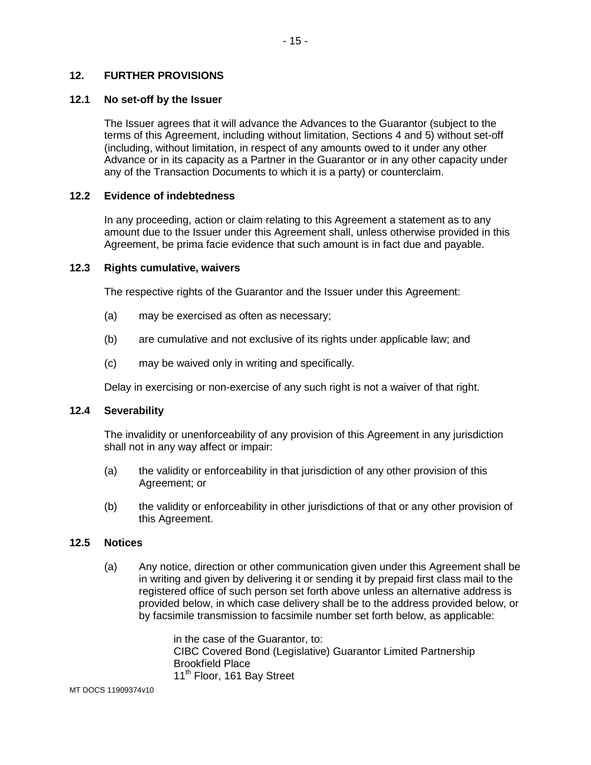## 12. FURTHER PROVISIONS

### 12.1 No set-off by the Issuer

The Issuer agrees that it will advance the Advances to the Guarantor (subject to the terms of this Agreement, including without limitation, Sections 4 and 5) without set-off (including, without limitation, in respect of any amounts owed to it under any other Advance or in its capacity as a Partner in the Guarantor or in any other capacity under any of the Transaction Documents to which it is a party) or counterclaim.

### 12.2 Evidence of indebtedness

In any proceeding, action or claim relating to this Agreement a statement as to any amount due to the Issuer under this Agreement shall, unless otherwise provided in this Agreement, be prima facie evidence that such amount is in fact due and payable.

### 12.3 Rights cumulative, waivers

The respective rights of the Guarantor and the Issuer under this Agreement:

(a) may be exercised as often as necessary;

(b) are cumulative and not exclusive of its rights under applicable law; and

(c) may be waived only in writing and specifically.

Delay in exercising or non-exercise of any such right is not a waiver of that right.

### 12.4 Severability

The invalidity or unenforceability of any provision of this Agreement in any jurisdiction shall not in any way affect or impair:

(a) the validity or enforceability in that jurisdiction of any other provision of this Agreement; or

(b) the validity or enforceability in other jurisdictions of that or any other provision of this Agreement.

### 12.5 Notices

(a) Any notice, direction or other communication given under this Agreement shall be in writing and given by delivering it or sending it by prepaid first class mail to the registered office of such person set forth above unless an alternative address is provided below, in which case delivery shall be to the address provided below, or by facsimile transmission to facsimile number set forth below, as applicable:

in the case of the Guarantor, to:
CIBC Covered Bond (Legislative) Guarantor Limited Partnership
Brookfield Place
11th Floor, 161 Bay Street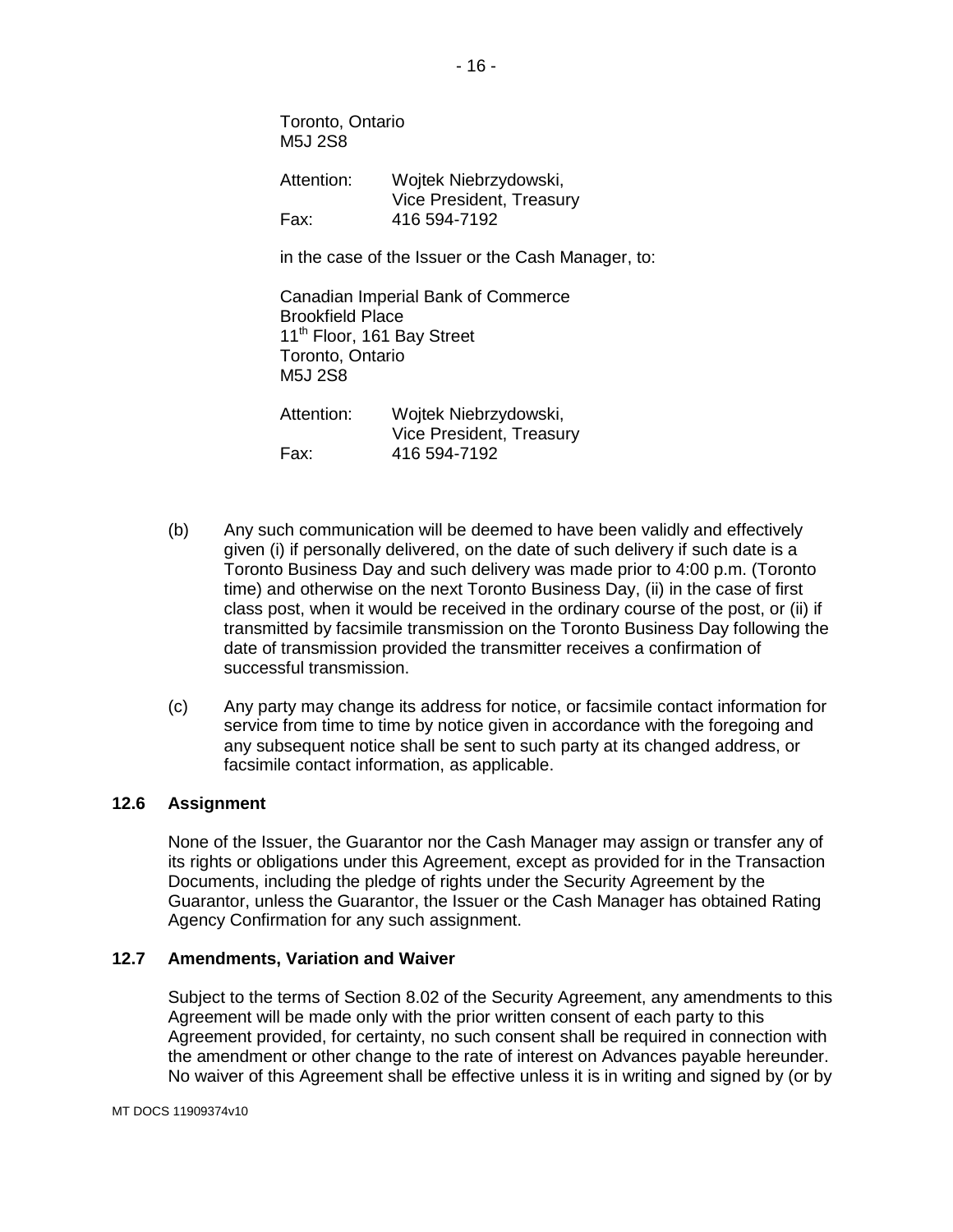Toronto, Ontario
M5J 2S8

Attention: Wojtek Niebrzydowski,
Vice President, Treasury
Fax: 416 594-7192

in the case of the Issuer or the Cash Manager, to:

Canadian Imperial Bank of Commerce
Brookfield Place
11th Floor, 161 Bay Street
Toronto, Ontario
M5J 2S8

Attention: Wojtek Niebrzydowski,
Vice President, Treasury
Fax: 416 594-7192

(b) Any such communication will be deemed to have been validly and effectively given (i) if personally delivered, on the date of such delivery if such date is a Toronto Business Day and such delivery was made prior to 4:00 p.m. (Toronto time) and otherwise on the next Toronto Business Day, (ii) in the case of first class post, when it would be received in the ordinary course of the post, or (ii) if transmitted by facsimile transmission on the Toronto Business Day following the date of transmission provided the transmitter receives a confirmation of successful transmission.

(c) Any party may change its address for notice, or facsimile contact information for service from time to time by notice given in accordance with the foregoing and any subsequent notice shall be sent to such party at its changed address, or facsimile contact information, as applicable.

### 12.6 Assignment

None of the Issuer, the Guarantor nor the Cash Manager may assign or transfer any of its rights or obligations under this Agreement, except as provided for in the Transaction Documents, including the pledge of rights under the Security Agreement by the Guarantor, unless the Guarantor, the Issuer or the Cash Manager has obtained Rating Agency Confirmation for any such assignment.

### 12.7 Amendments, Variation and Waiver

Subject to the terms of Section 8.02 of the Security Agreement, any amendments to this Agreement will be made only with the prior written consent of each party to this Agreement provided, for certainty, no such consent shall be required in connection with the amendment or other change to the rate of interest on Advances payable hereunder. No waiver of this Agreement shall be effective unless it is in writing and signed by (or by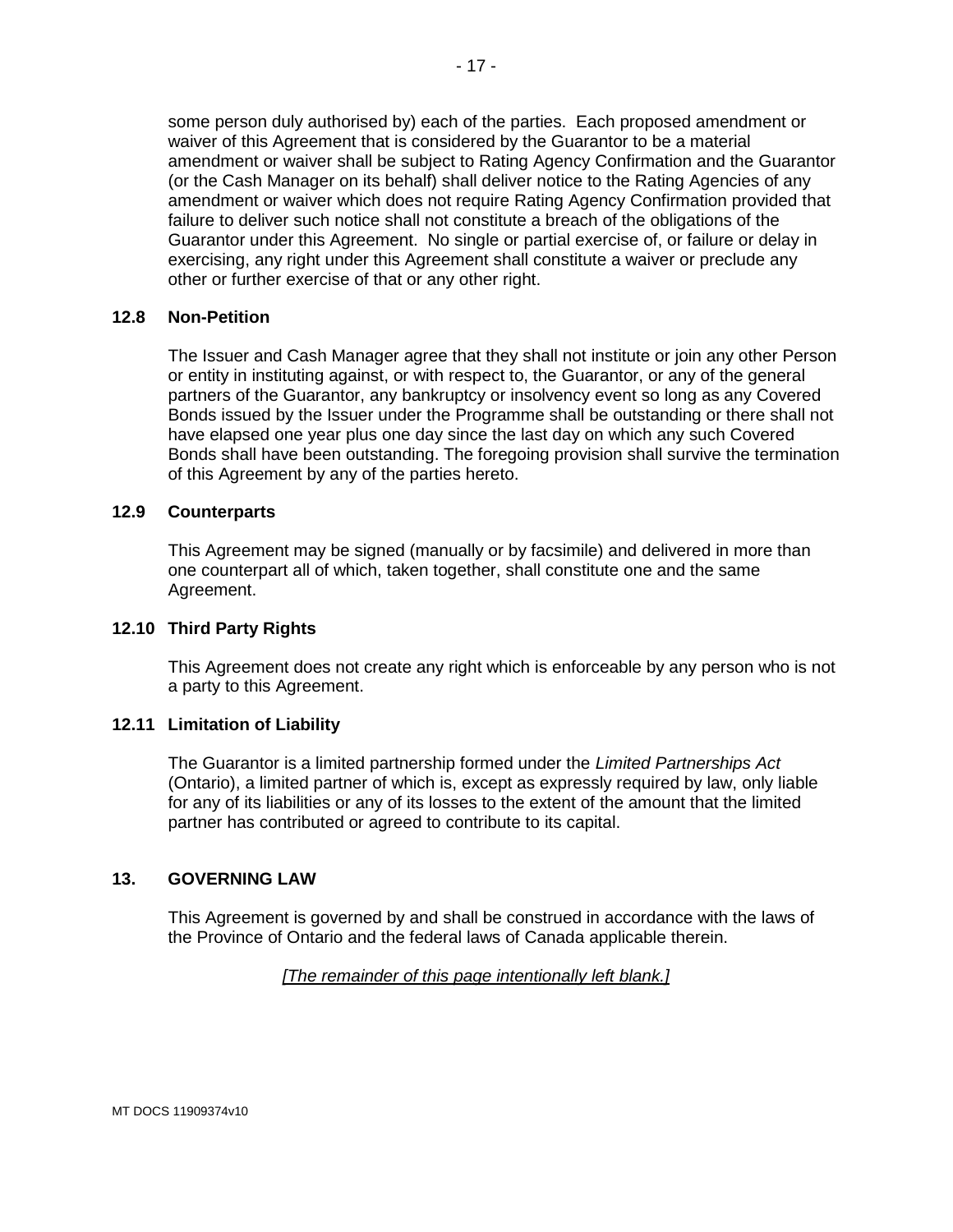some person duly authorised by) each of the parties. Each proposed amendment or waiver of this Agreement that is considered by the Guarantor to be a material amendment or waiver shall be subject to Rating Agency Confirmation and the Guarantor (or the Cash Manager on its behalf) shall deliver notice to the Rating Agencies of any amendment or waiver which does not require Rating Agency Confirmation provided that failure to deliver such notice shall not constitute a breach of the obligations of the Guarantor under this Agreement. No single or partial exercise of, or failure or delay in exercising, any right under this Agreement shall constitute a waiver or preclude any other or further exercise of that or any other right.

### 12.8 Non-Petition

The Issuer and Cash Manager agree that they shall not institute or join any other Person or entity in instituting against, or with respect to, the Guarantor, or any of the general partners of the Guarantor, any bankruptcy or insolvency event so long as any Covered Bonds issued by the Issuer under the Programme shall be outstanding or there shall not have elapsed one year plus one day since the last day on which any such Covered Bonds shall have been outstanding. The foregoing provision shall survive the termination of this Agreement by any of the parties hereto.

### 12.9 Counterparts

This Agreement may be signed (manually or by facsimile) and delivered in more than one counterpart all of which, taken together, shall constitute one and the same Agreement.

### 12.10 Third Party Rights

This Agreement does not create any right which is enforceable by any person who is not a party to this Agreement.

### 12.11 Limitation of Liability

The Guarantor is a limited partnership formed under the *Limited Partnerships Act* (Ontario), a limited partner of which is, except as expressly required by law, only liable for any of its liabilities or any of its losses to the extent of the amount that the limited partner has contributed or agreed to contribute to its capital.

## 13. GOVERNING LAW

This Agreement is governed by and shall be construed in accordance with the laws of the Province of Ontario and the federal laws of Canada applicable therein.

*[The remainder of this page intentionally left blank.]*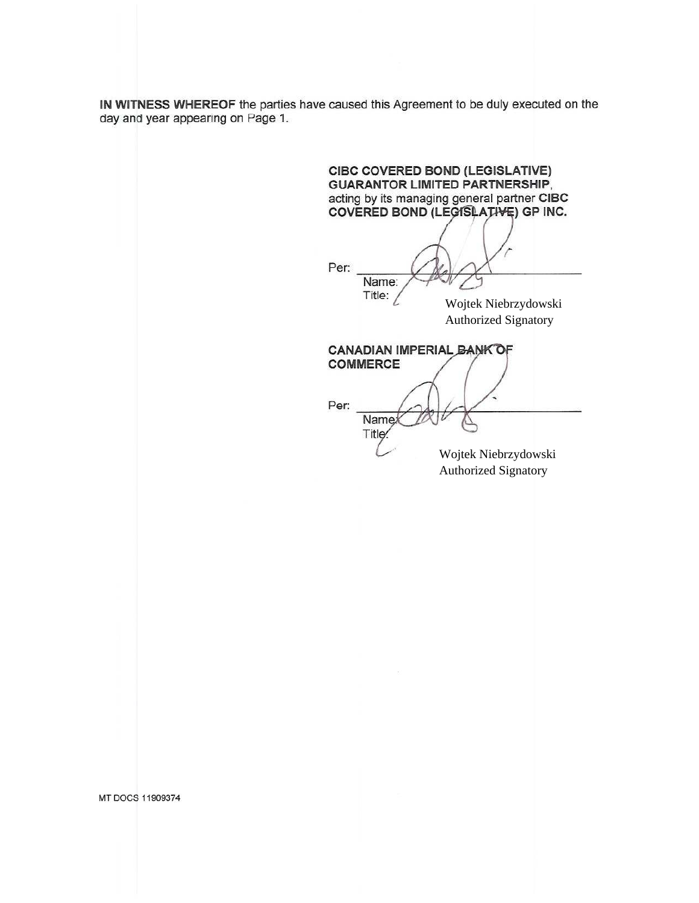**IN WITNESS WHEREOF** the parties have caused this Agreement to be duly executed on the day and year appearing on Page 1.

**CIBC COVERED BOND (LEGISLATIVE) GUARANTOR LIMITED PARTNERSHIP**, acting by its managing general partner **CIBC COVERED BOND (LEGISLATIVE) GP INC.**

Per: ______________________________

Name: Wojtek Niebrzydowski

Title: Authorized Signatory

**CANADIAN IMPERIAL BANK OF COMMERCE**

Per: ______________________________

Name: Wojtek Niebrzydowski

Title: Authorized Signatory

MT DOCS 11909374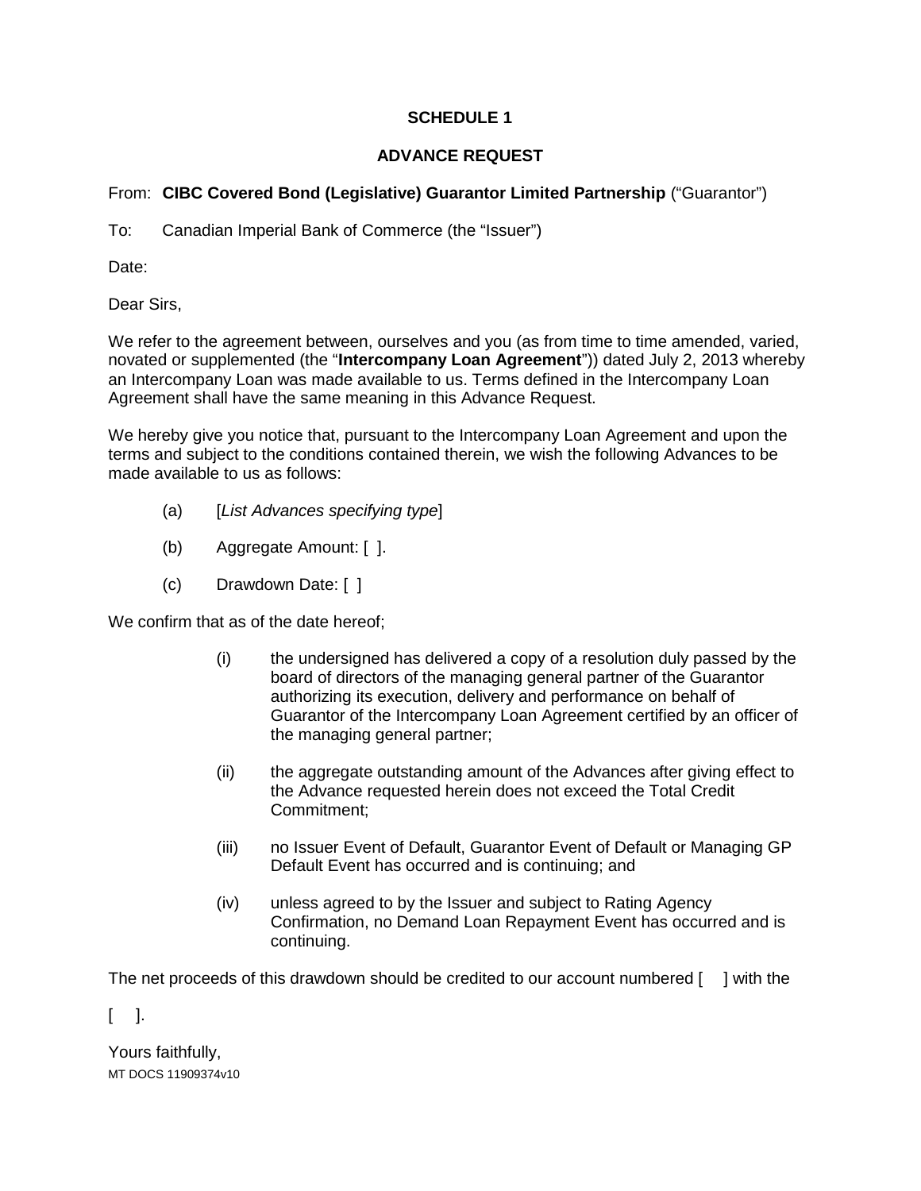**SCHEDULE 1**

**ADVANCE REQUEST**

From: **CIBC Covered Bond (Legislative) Guarantor Limited Partnership** (“Guarantor”)

To: Canadian Imperial Bank of Commerce (the “Issuer”)

Date:

Dear Sirs,

We refer to the agreement between, ourselves and you (as from time to time amended, varied, novated or supplemented (the “**Intercompany Loan Agreement**”)) dated July 2, 2013 whereby an Intercompany Loan was made available to us. Terms defined in the Intercompany Loan Agreement shall have the same meaning in this Advance Request.

We hereby give you notice that, pursuant to the Intercompany Loan Agreement and upon the terms and subject to the conditions contained therein, we wish the following Advances to be made available to us as follows:

(a) [*List Advances specifying type*]

(b) Aggregate Amount: [ ].

(c) Drawdown Date: [ ]

We confirm that as of the date hereof;

(i) the undersigned has delivered a copy of a resolution duly passed by the board of directors of the managing general partner of the Guarantor authorizing its execution, delivery and performance on behalf of Guarantor of the Intercompany Loan Agreement certified by an officer of the managing general partner;

(ii) the aggregate outstanding amount of the Advances after giving effect to the Advance requested herein does not exceed the Total Credit Commitment;

(iii) no Issuer Event of Default, Guarantor Event of Default or Managing GP Default Event has occurred and is continuing; and

(iv) unless agreed to by the Issuer and subject to Rating Agency Confirmation, no Demand Loan Repayment Event has occurred and is continuing.

The net proceeds of this drawdown should be credited to our account numbered [ ] with the

[ ].

Yours faithfully,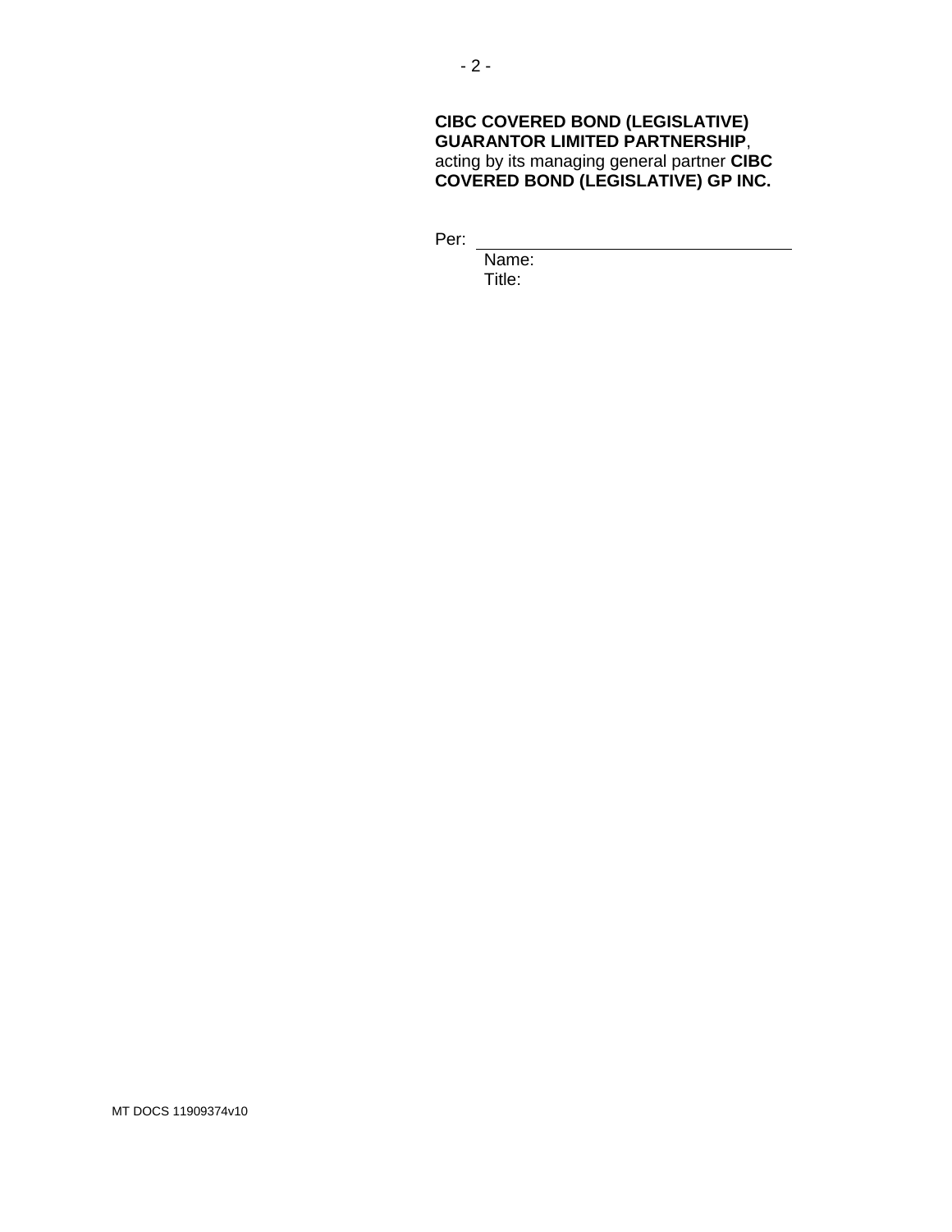**CIBC COVERED BOND (LEGISLATIVE) GUARANTOR LIMITED PARTNERSHIP**, acting by its managing general partner **CIBC COVERED BOND (LEGISLATIVE) GP INC.**

Per: \_\_\_\_\_\_\_\_\_\_\_\_\_\_\_\_\_\_\_\_\_\_\_\_\_\_\_\_\_\_\_\_\_\_\_\_

Name:

Title:

MT DOCS 11909374v10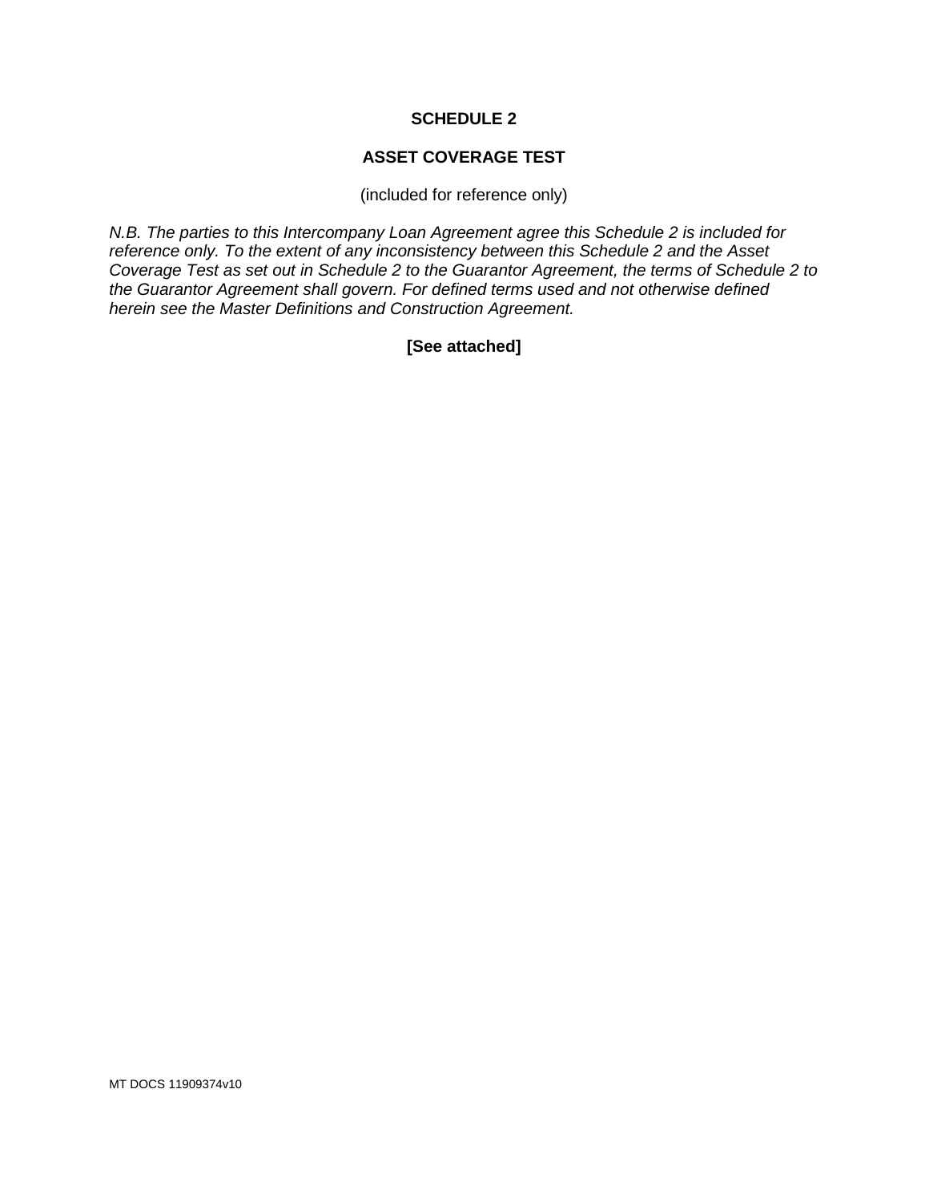# SCHEDULE 2

## ASSET COVERAGE TEST

(included for reference only)

*N.B. The parties to this Intercompany Loan Agreement agree this Schedule 2 is included for reference only. To the extent of any inconsistency between this Schedule 2 and the Asset Coverage Test as set out in Schedule 2 to the Guarantor Agreement, the terms of Schedule 2 to the Guarantor Agreement shall govern. For defined terms used and not otherwise defined herein see the Master Definitions and Construction Agreement.*

**[See attached]**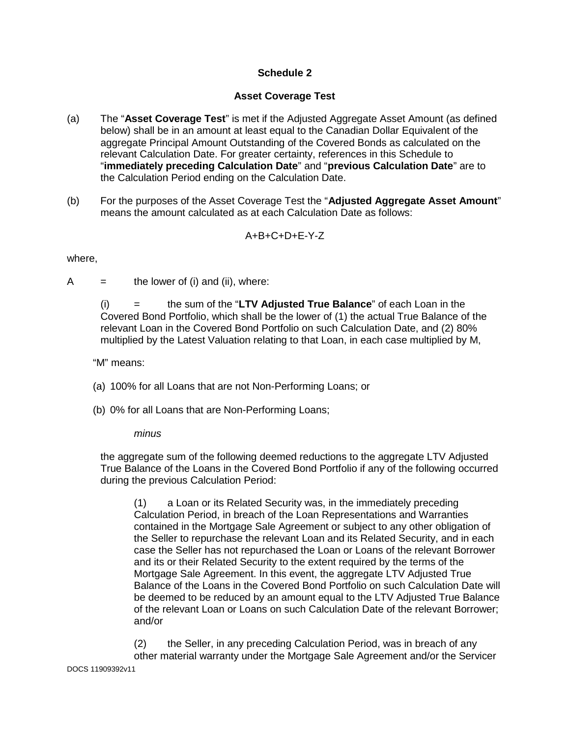## Schedule 2

### Asset Coverage Test

(a) The "**Asset Coverage Test**" is met if the Adjusted Aggregate Asset Amount (as defined below) shall be in an amount at least equal to the Canadian Dollar Equivalent of the aggregate Principal Amount Outstanding of the Covered Bonds as calculated on the relevant Calculation Date. For greater certainty, references in this Schedule to "**immediately preceding Calculation Date**" and "**previous Calculation Date**" are to the Calculation Period ending on the Calculation Date.

(b) For the purposes of the Asset Coverage Test the "**Adjusted Aggregate Asset Amount**" means the amount calculated as at each Calculation Date as follows:

$$A+B+C+D+E-Y-Z$$

where,

A = the lower of (i) and (ii), where:

(i) = the sum of the "**LTV Adjusted True Balance**" of each Loan in the Covered Bond Portfolio, which shall be the lower of (1) the actual True Balance of the relevant Loan in the Covered Bond Portfolio on such Calculation Date, and (2) 80% multiplied by the Latest Valuation relating to that Loan, in each case multiplied by M,

"M" means:

(a) 100% for all Loans that are not Non-Performing Loans; or

(b) 0% for all Loans that are Non-Performing Loans;

*minus*

the aggregate sum of the following deemed reductions to the aggregate LTV Adjusted True Balance of the Loans in the Covered Bond Portfolio if any of the following occurred during the previous Calculation Period:

(1) a Loan or its Related Security was, in the immediately preceding Calculation Period, in breach of the Loan Representations and Warranties contained in the Mortgage Sale Agreement or subject to any other obligation of the Seller to repurchase the relevant Loan and its Related Security, and in each case the Seller has not repurchased the Loan or Loans of the relevant Borrower and its or their Related Security to the extent required by the terms of the Mortgage Sale Agreement. In this event, the aggregate LTV Adjusted True Balance of the Loans in the Covered Bond Portfolio on such Calculation Date will be deemed to be reduced by an amount equal to the LTV Adjusted True Balance of the relevant Loan or Loans on such Calculation Date of the relevant Borrower; and/or

(2) the Seller, in any preceding Calculation Period, was in breach of any other material warranty under the Mortgage Sale Agreement and/or the Servicer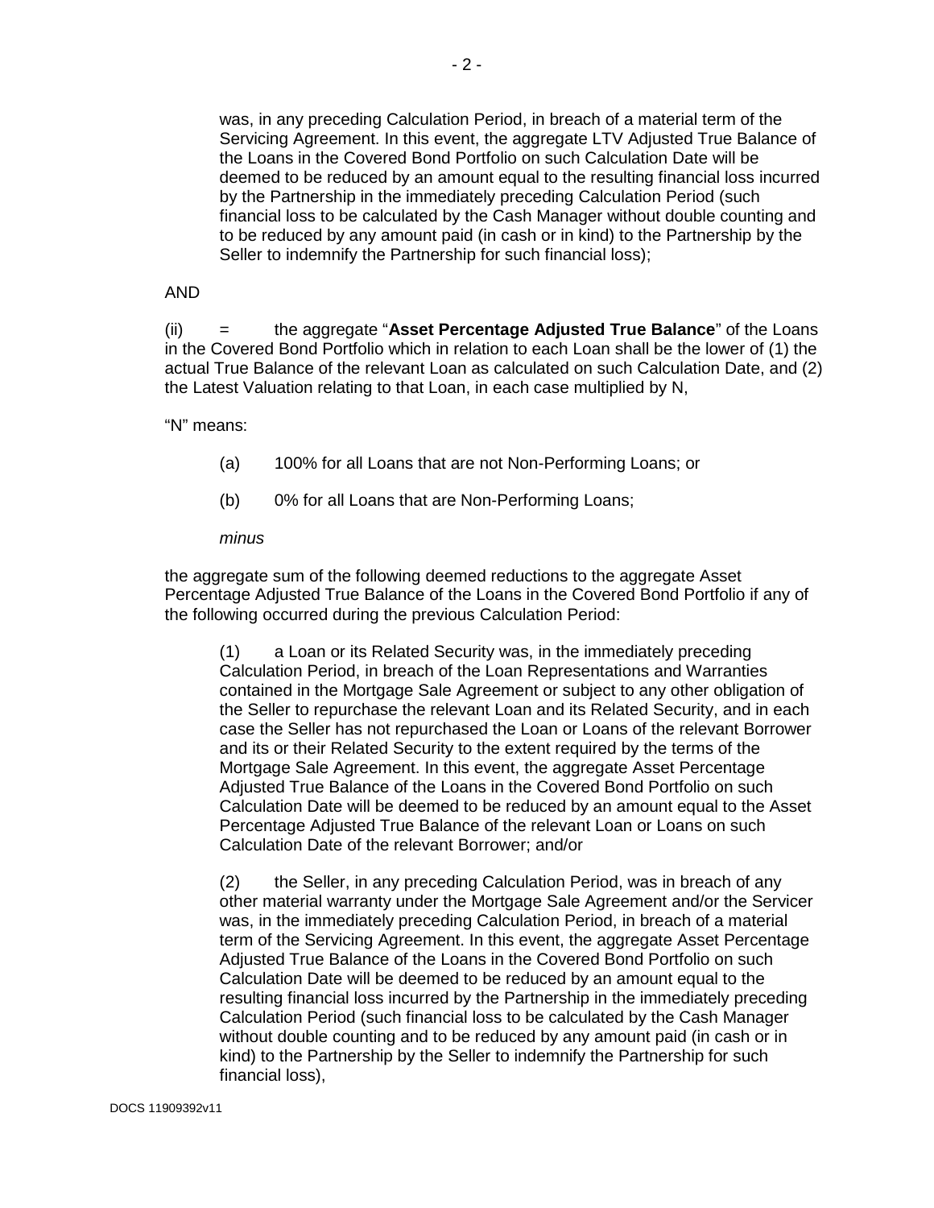was, in any preceding Calculation Period, in breach of a material term of the Servicing Agreement. In this event, the aggregate LTV Adjusted True Balance of the Loans in the Covered Bond Portfolio on such Calculation Date will be deemed to be reduced by an amount equal to the resulting financial loss incurred by the Partnership in the immediately preceding Calculation Period (such financial loss to be calculated by the Cash Manager without double counting and to be reduced by any amount paid (in cash or in kind) to the Partnership by the Seller to indemnify the Partnership for such financial loss);

AND

(ii) = the aggregate "**Asset Percentage Adjusted True Balance**" of the Loans in the Covered Bond Portfolio which in relation to each Loan shall be the lower of (1) the actual True Balance of the relevant Loan as calculated on such Calculation Date, and (2) the Latest Valuation relating to that Loan, in each case multiplied by N,

"N" means:

(a) 100% for all Loans that are not Non-Performing Loans; or

(b) 0% for all Loans that are Non-Performing Loans;

*minus*

the aggregate sum of the following deemed reductions to the aggregate Asset Percentage Adjusted True Balance of the Loans in the Covered Bond Portfolio if any of the following occurred during the previous Calculation Period:

(1) a Loan or its Related Security was, in the immediately preceding Calculation Period, in breach of the Loan Representations and Warranties contained in the Mortgage Sale Agreement or subject to any other obligation of the Seller to repurchase the relevant Loan and its Related Security, and in each case the Seller has not repurchased the Loan or Loans of the relevant Borrower and its or their Related Security to the extent required by the terms of the Mortgage Sale Agreement. In this event, the aggregate Asset Percentage Adjusted True Balance of the Loans in the Covered Bond Portfolio on such Calculation Date will be deemed to be reduced by an amount equal to the Asset Percentage Adjusted True Balance of the relevant Loan or Loans on such Calculation Date of the relevant Borrower; and/or

(2) the Seller, in any preceding Calculation Period, was in breach of any other material warranty under the Mortgage Sale Agreement and/or the Servicer was, in the immediately preceding Calculation Period, in breach of a material term of the Servicing Agreement. In this event, the aggregate Asset Percentage Adjusted True Balance of the Loans in the Covered Bond Portfolio on such Calculation Date will be deemed to be reduced by an amount equal to the resulting financial loss incurred by the Partnership in the immediately preceding Calculation Period (such financial loss to be calculated by the Cash Manager without double counting and to be reduced by any amount paid (in cash or in kind) to the Partnership by the Seller to indemnify the Partnership for such financial loss),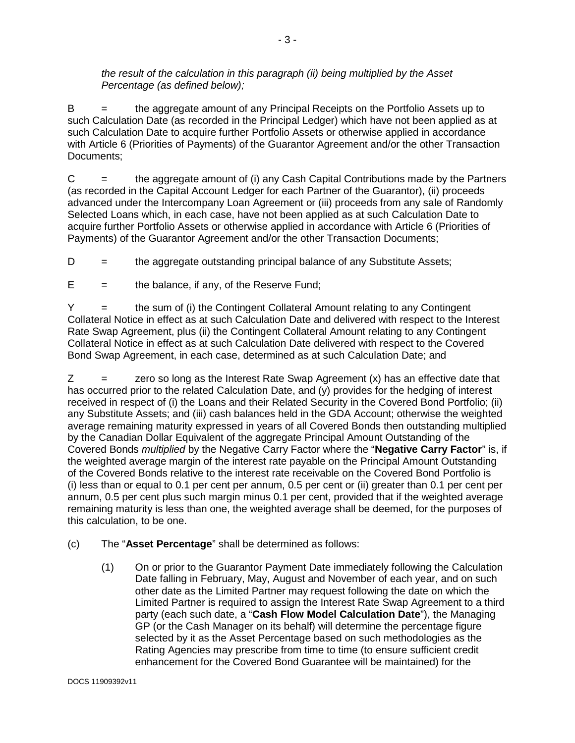*the result of the calculation in this paragraph (ii) being multiplied by the Asset Percentage (as defined below);*

B = the aggregate amount of any Principal Receipts on the Portfolio Assets up to such Calculation Date (as recorded in the Principal Ledger) which have not been applied as at such Calculation Date to acquire further Portfolio Assets or otherwise applied in accordance with Article 6 (Priorities of Payments) of the Guarantor Agreement and/or the other Transaction Documents;

C = the aggregate amount of (i) any Cash Capital Contributions made by the Partners (as recorded in the Capital Account Ledger for each Partner of the Guarantor), (ii) proceeds advanced under the Intercompany Loan Agreement or (iii) proceeds from any sale of Randomly Selected Loans which, in each case, have not been applied as at such Calculation Date to acquire further Portfolio Assets or otherwise applied in accordance with Article 6 (Priorities of Payments) of the Guarantor Agreement and/or the other Transaction Documents;

D = the aggregate outstanding principal balance of any Substitute Assets;

E = the balance, if any, of the Reserve Fund;

Y = the sum of (i) the Contingent Collateral Amount relating to any Contingent Collateral Notice in effect as at such Calculation Date and delivered with respect to the Interest Rate Swap Agreement, plus (ii) the Contingent Collateral Amount relating to any Contingent Collateral Notice in effect as at such Calculation Date delivered with respect to the Covered Bond Swap Agreement, in each case, determined as at such Calculation Date; and

Z = zero so long as the Interest Rate Swap Agreement (x) has an effective date that has occurred prior to the related Calculation Date, and (y) provides for the hedging of interest received in respect of (i) the Loans and their Related Security in the Covered Bond Portfolio; (ii) any Substitute Assets; and (iii) cash balances held in the GDA Account; otherwise the weighted average remaining maturity expressed in years of all Covered Bonds then outstanding multiplied by the Canadian Dollar Equivalent of the aggregate Principal Amount Outstanding of the Covered Bonds *multiplied* by the Negative Carry Factor where the "**Negative Carry Factor**" is, if the weighted average margin of the interest rate payable on the Principal Amount Outstanding of the Covered Bonds relative to the interest rate receivable on the Covered Bond Portfolio is (i) less than or equal to 0.1 per cent per annum, 0.5 per cent or (ii) greater than 0.1 per cent per annum, 0.5 per cent plus such margin minus 0.1 per cent, provided that if the weighted average remaining maturity is less than one, the weighted average shall be deemed, for the purposes of this calculation, to be one.

(c) The "**Asset Percentage**" shall be determined as follows:

(1) On or prior to the Guarantor Payment Date immediately following the Calculation Date falling in February, May, August and November of each year, and on such other date as the Limited Partner may request following the date on which the Limited Partner is required to assign the Interest Rate Swap Agreement to a third party (each such date, a "**Cash Flow Model Calculation Date**"), the Managing GP (or the Cash Manager on its behalf) will determine the percentage figure selected by it as the Asset Percentage based on such methodologies as the Rating Agencies may prescribe from time to time (to ensure sufficient credit enhancement for the Covered Bond Guarantee will be maintained) for the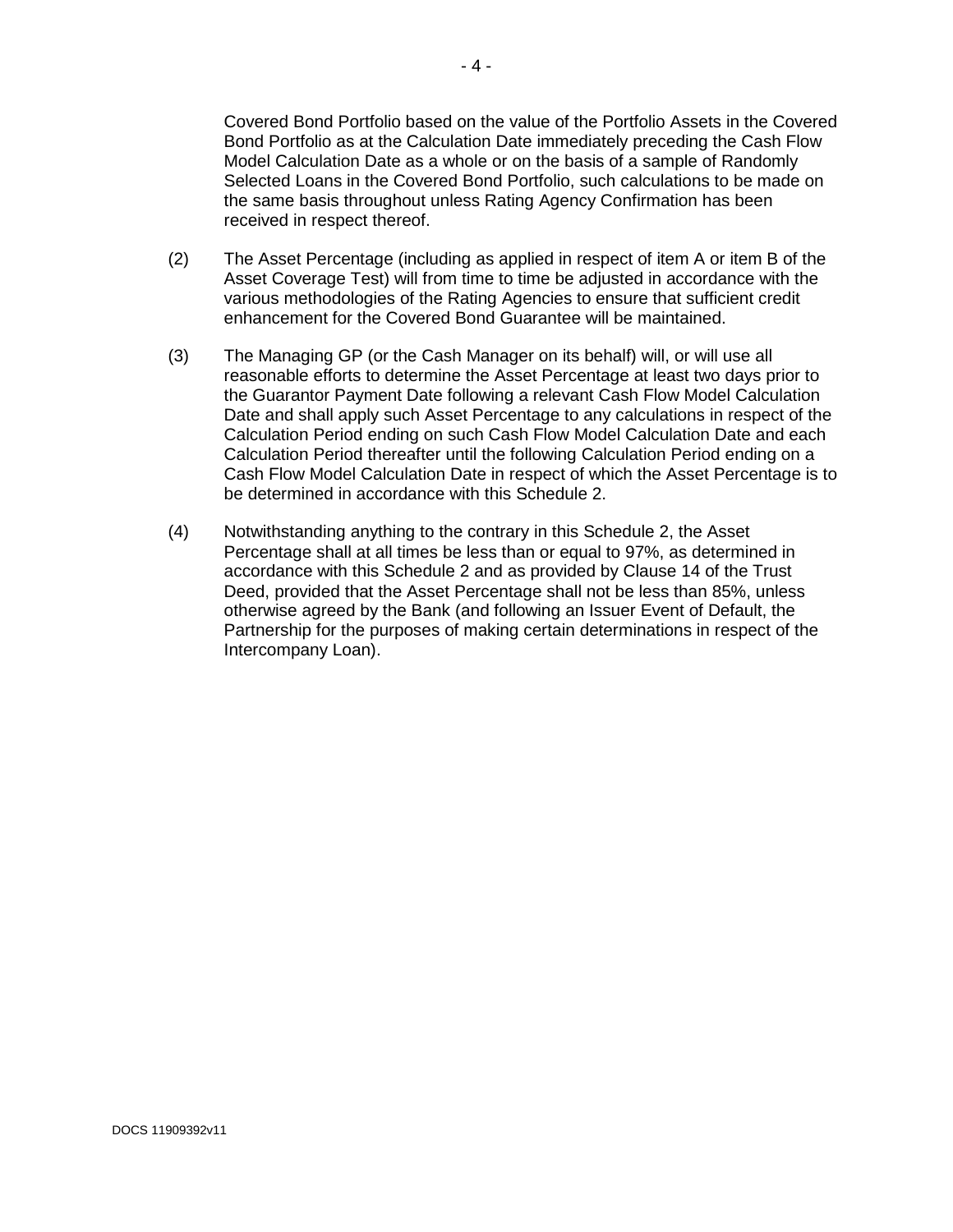Covered Bond Portfolio based on the value of the Portfolio Assets in the Covered Bond Portfolio as at the Calculation Date immediately preceding the Cash Flow Model Calculation Date as a whole or on the basis of a sample of Randomly Selected Loans in the Covered Bond Portfolio, such calculations to be made on the same basis throughout unless Rating Agency Confirmation has been received in respect thereof.

(2) The Asset Percentage (including as applied in respect of item A or item B of the Asset Coverage Test) will from time to time be adjusted in accordance with the various methodologies of the Rating Agencies to ensure that sufficient credit enhancement for the Covered Bond Guarantee will be maintained.

(3) The Managing GP (or the Cash Manager on its behalf) will, or will use all reasonable efforts to determine the Asset Percentage at least two days prior to the Guarantor Payment Date following a relevant Cash Flow Model Calculation Date and shall apply such Asset Percentage to any calculations in respect of the Calculation Period ending on such Cash Flow Model Calculation Date and each Calculation Period thereafter until the following Calculation Period ending on a Cash Flow Model Calculation Date in respect of which the Asset Percentage is to be determined in accordance with this Schedule 2.

(4) Notwithstanding anything to the contrary in this Schedule 2, the Asset Percentage shall at all times be less than or equal to 97%, as determined in accordance with this Schedule 2 and as provided by Clause 14 of the Trust Deed, provided that the Asset Percentage shall not be less than 85%, unless otherwise agreed by the Bank (and following an Issuer Event of Default, the Partnership for the purposes of making certain determinations in respect of the Intercompany Loan).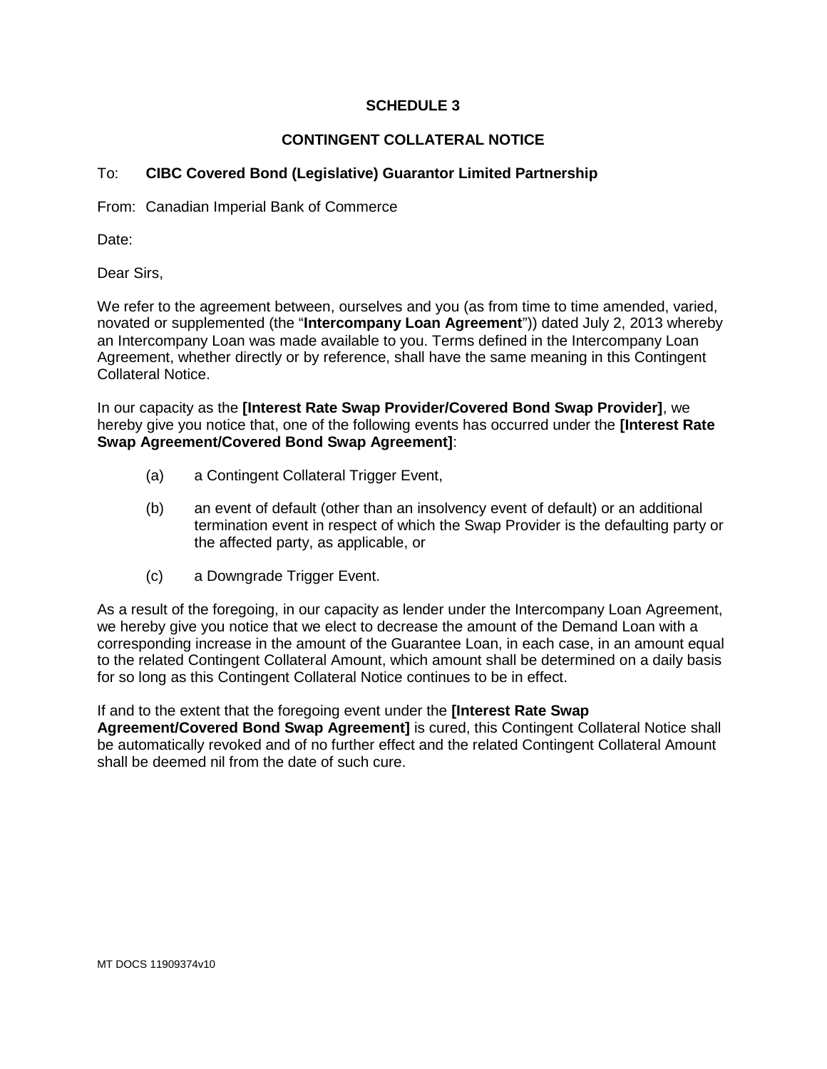# SCHEDULE 3

## CONTINGENT COLLATERAL NOTICE

To: **CIBC Covered Bond (Legislative) Guarantor Limited Partnership**

From: Canadian Imperial Bank of Commerce

Date:

Dear Sirs,

We refer to the agreement between, ourselves and you (as from time to time amended, varied, novated or supplemented (the "**Intercompany Loan Agreement**")) dated July 2, 2013 whereby an Intercompany Loan was made available to you. Terms defined in the Intercompany Loan Agreement, whether directly or by reference, shall have the same meaning in this Contingent Collateral Notice.

In our capacity as the **[Interest Rate Swap Provider/Covered Bond Swap Provider]**, we hereby give you notice that, one of the following events has occurred under the **[Interest Rate Swap Agreement/Covered Bond Swap Agreement]**:

(a) a Contingent Collateral Trigger Event,

(b) an event of default (other than an insolvency event of default) or an additional termination event in respect of which the Swap Provider is the defaulting party or the affected party, as applicable, or

(c) a Downgrade Trigger Event.

As a result of the foregoing, in our capacity as lender under the Intercompany Loan Agreement, we hereby give you notice that we elect to decrease the amount of the Demand Loan with a corresponding increase in the amount of the Guarantee Loan, in each case, in an amount equal to the related Contingent Collateral Amount, which amount shall be determined on a daily basis for so long as this Contingent Collateral Notice continues to be in effect.

If and to the extent that the foregoing event under the **[Interest Rate Swap Agreement/Covered Bond Swap Agreement]** is cured, this Contingent Collateral Notice shall be automatically revoked and of no further effect and the related Contingent Collateral Amount shall be deemed nil from the date of such cure.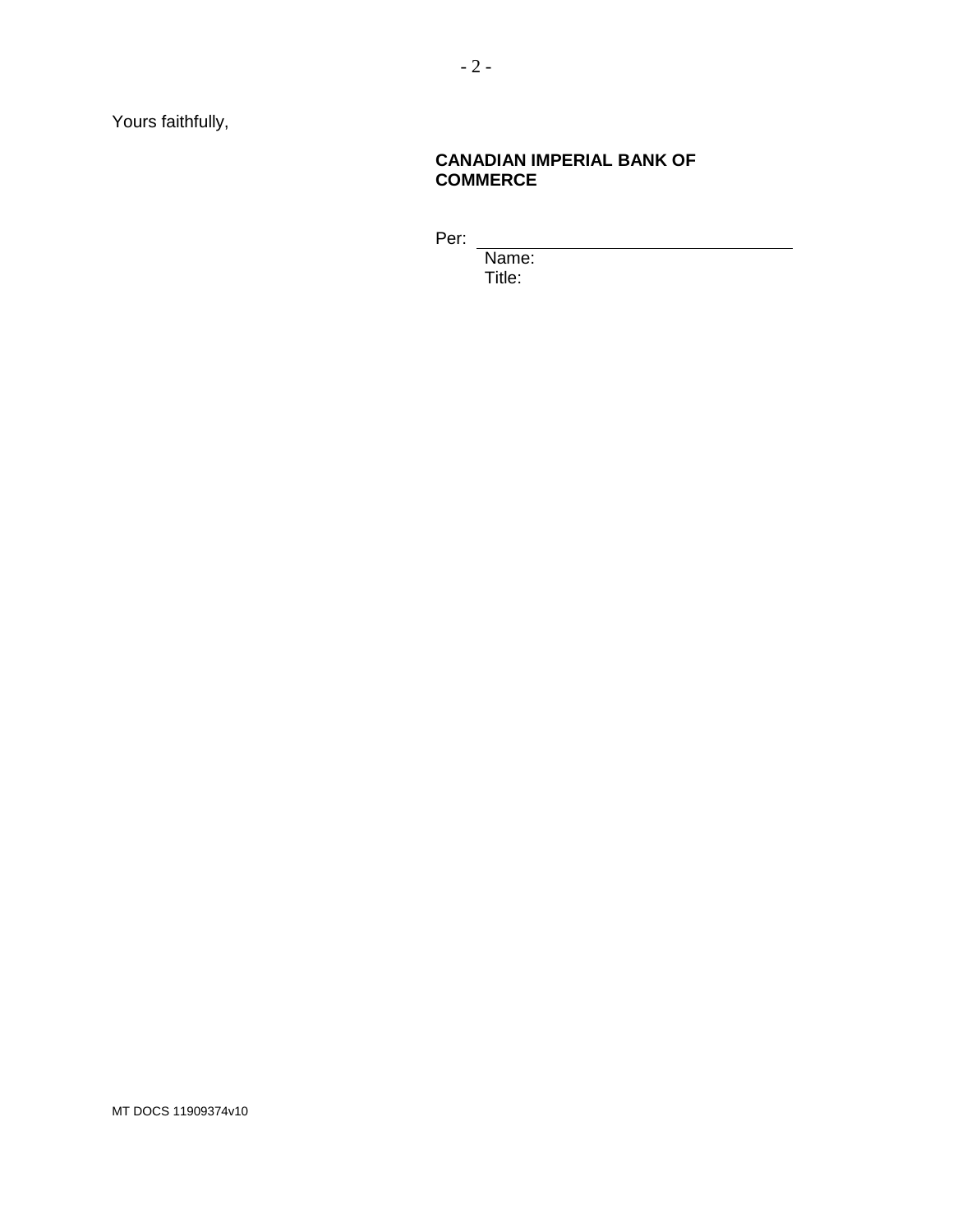Yours faithfully,

**CANADIAN IMPERIAL BANK OF COMMERCE**

Per: \_\_\_\_\_\_\_\_\_\_\_\_\_\_\_\_\_\_\_\_\_\_\_\_\_\_\_\_\_\_\_\_

Name:
Title:

MT DOCS 11909374v10